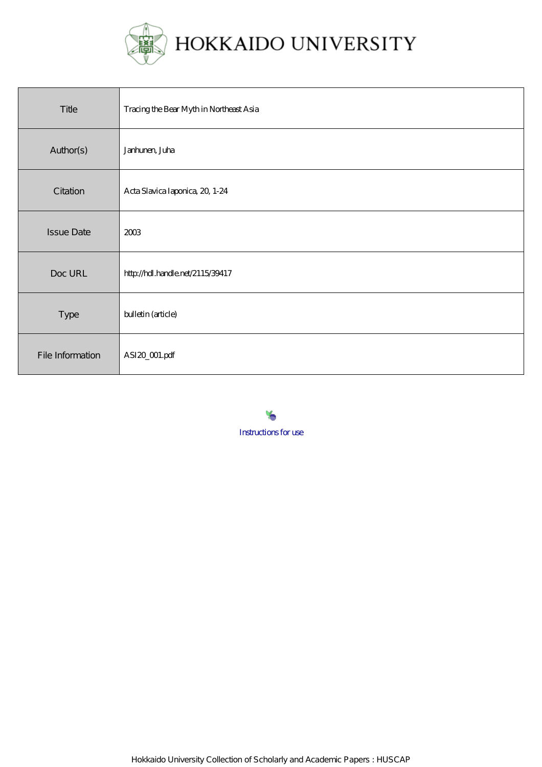# HOKKAIDO UNIVERSITY

| Title | Tracing the Bear Myth in Northeast Asia |
| --- | --- |
| Author(s) | Janhunen, Juha |
| Citation | Acta Slavica Iaponica, 20, 1-24 |
| Issue Date | 2003 |
| Doc URL | http://hdl.handle.net/2115/39417 |
| Type | bulletin (article) |
| File Information | ASI20_001.pdf |

Instructions for use

Hokkaido University Collection of Scholarly and Academic Papers : HUSCAP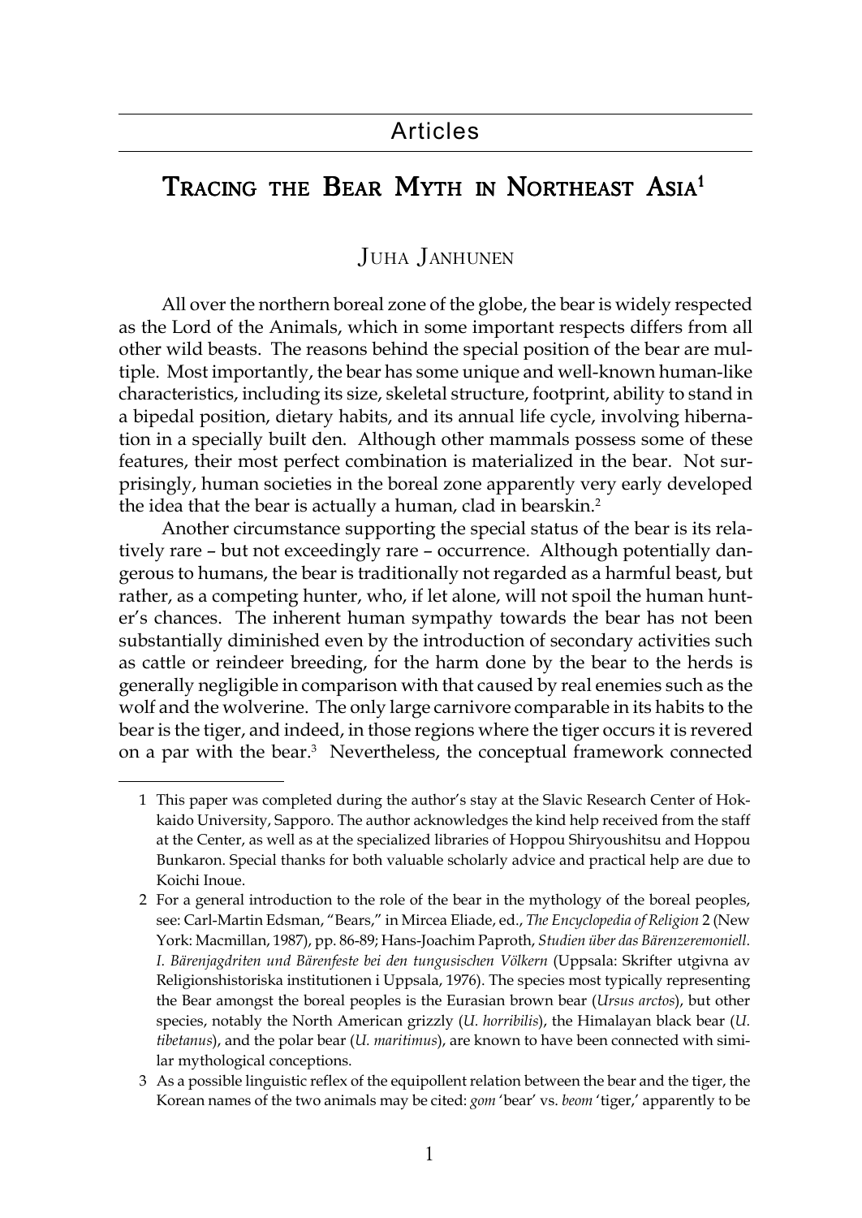## Articles

# Tracing the Bear Myth in Northeast Asia[1]

Juha Janhunen

All over the northern boreal zone of the globe, the bear is widely respected as the Lord of the Animals, which in some important respects differs from all other wild beasts. The reasons behind the special position of the bear are multiple. Most importantly, the bear has some unique and well-known human-like characteristics, including its size, skeletal structure, footprint, ability to stand in a bipedal position, dietary habits, and its annual life cycle, involving hibernation in a specially built den. Although other mammals possess some of these features, their most perfect combination is materialized in the bear. Not surprisingly, human societies in the boreal zone apparently very early developed the idea that the bear is actually a human, clad in bearskin.[2]

Another circumstance supporting the special status of the bear is its relatively rare – but not exceedingly rare – occurrence. Although potentially dangerous to humans, the bear is traditionally not regarded as a harmful beast, but rather, as a competing hunter, who, if let alone, will not spoil the human hunter's chances. The inherent human sympathy towards the bear has not been substantially diminished even by the introduction of secondary activities such as cattle or reindeer breeding, for the harm done by the bear to the herds is generally negligible in comparison with that caused by real enemies such as the wolf and the wolverine. The only large carnivore comparable in its habits to the bear is the tiger, and indeed, in those regions where the tiger occurs it is revered on a par with the bear.[3] Nevertheless, the conceptual framework connected

---

1 This paper was completed during the author's stay at the Slavic Research Center of Hokkaido University, Sapporo. The author acknowledges the kind help received from the staff at the Center, as well as at the specialized libraries of Hoppou Shiryoushitsu and Hoppou Bunkaron. Special thanks for both valuable scholarly advice and practical help are due to Koichi Inoue.

2 For a general introduction to the role of the bear in the mythology of the boreal peoples, see: Carl-Martin Edsman, "Bears," in Mircea Eliade, ed., *The Encyclopedia of Religion* 2 (New York: Macmillan, 1987), pp. 86-89; Hans-Joachim Paproth, *Studien über das Bärenzeremoniell. I. Bärenjagdriten und Bärenfeste bei den tungusischen Völkern* (Uppsala: Skrifter utgivna av Religionshistoriska institutionen i Uppsala, 1976). The species most typically representing the Bear amongst the boreal peoples is the Eurasian brown bear (*Ursus arctos*), but other species, notably the North American grizzly (*U. horribilis*), the Himalayan black bear (*U. tibetanus*), and the polar bear (*U. maritimus*), are known to have been connected with similar mythological conceptions.

3 As a possible linguistic reflex of the equipollent relation between the bear and the tiger, the Korean names of the two animals may be cited: *gom* 'bear' vs. *beom* 'tiger,' apparently to be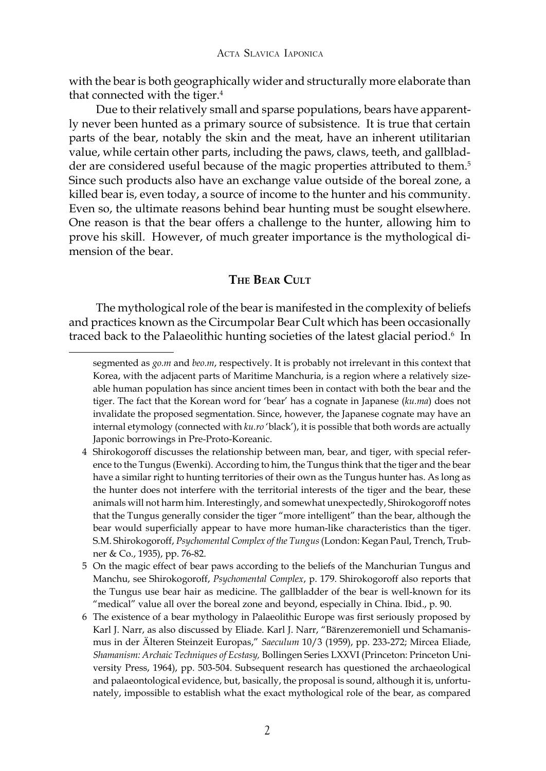with the bear is both geographically wider and structurally more elaborate than that connected with the tiger.[4]

Due to their relatively small and sparse populations, bears have apparently never been hunted as a primary source of subsistence. It is true that certain parts of the bear, notably the skin and the meat, have an inherent utilitarian value, while certain other parts, including the paws, claws, teeth, and gallbladder are considered useful because of the magic properties attributed to them.[5] Since such products also have an exchange value outside of the boreal zone, a killed bear is, even today, a source of income to the hunter and his community. Even so, the ultimate reasons behind bear hunting must be sought elsewhere. One reason is that the bear offers a challenge to the hunter, allowing him to prove his skill. However, of much greater importance is the mythological dimension of the bear.

## The Bear Cult

The mythological role of the bear is manifested in the complexity of beliefs and practices known as the Circumpolar Bear Cult which has been occasionally traced back to the Palaeolithic hunting societies of the latest glacial period.[6] In

---

segmented as *go.m* and *beo.m*, respectively. It is probably not irrelevant in this context that Korea, with the adjacent parts of Maritime Manchuria, is a region where a relatively sizeable human population has since ancient times been in contact with both the bear and the tiger. The fact that the Korean word for 'bear' has a cognate in Japanese (*ku.ma*) does not invalidate the proposed segmentation. Since, however, the Japanese cognate may have an internal etymology (connected with *ku.ro* 'black'), it is possible that both words are actually Japonic borrowings in Pre-Proto-Koreanic.

4 Shirokogoroff discusses the relationship between man, bear, and tiger, with special reference to the Tungus (Ewenki). According to him, the Tungus think that the tiger and the bear have a similar right to hunting territories of their own as the Tungus hunter has. As long as the hunter does not interfere with the territorial interests of the tiger and the bear, these animals will not harm him. Interestingly, and somewhat unexpectedly, Shirokogoroff notes that the Tungus generally consider the tiger "more intelligent" than the bear, although the bear would superficially appear to have more human-like characteristics than the tiger. S.M. Shirokogoroff, *Psychomental Complex of the Tungus* (London: Kegan Paul, Trench, Trubner & Co., 1935), pp. 76-82.

5 On the magic effect of bear paws according to the beliefs of the Manchurian Tungus and Manchu, see Shirokogoroff, *Psychomental Complex*, p. 179. Shirokogoroff also reports that the Tungus use bear hair as medicine. The gallbladder of the bear is well-known for its "medical" value all over the boreal zone and beyond, especially in China. Ibid., p. 90.

6 The existence of a bear mythology in Palaeolithic Europe was first seriously proposed by Karl J. Narr, as also discussed by Eliade. Karl J. Narr, "Bärenzeremoniell und Schamanismus in der Älteren Steinzeit Europas," *Saeculum* 10/3 (1959), pp. 233-272; Mircea Eliade, *Shamanism: Archaic Techniques of Ecstasy,* Bollingen Series LXXVI (Princeton: Princeton University Press, 1964), pp. 503-504. Subsequent research has questioned the archaeological and palaeontological evidence, but, basically, the proposal is sound, although it is, unfortunately, impossible to establish what the exact mythological role of the bear, as compared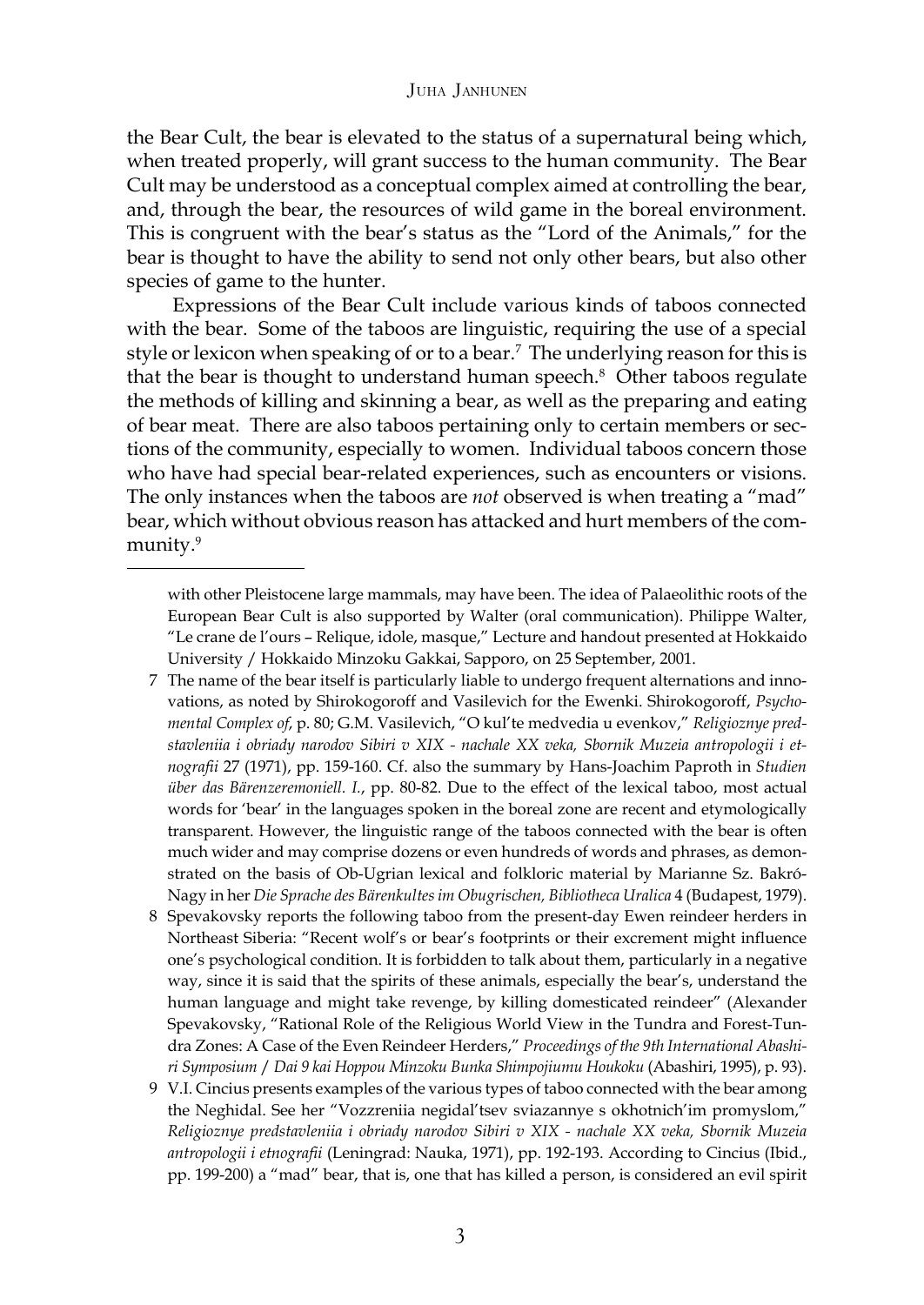the Bear Cult, the bear is elevated to the status of a supernatural being which, when treated properly, will grant success to the human community. The Bear Cult may be understood as a conceptual complex aimed at controlling the bear, and, through the bear, the resources of wild game in the boreal environment. This is congruent with the bear's status as the "Lord of the Animals," for the bear is thought to have the ability to send not only other bears, but also other species of game to the hunter.

Expressions of the Bear Cult include various kinds of taboos connected with the bear. Some of the taboos are linguistic, requiring the use of a special style or lexicon when speaking of or to a bear.[7] The underlying reason for this is that the bear is thought to understand human speech.[8] Other taboos regulate the methods of killing and skinning a bear, as well as the preparing and eating of bear meat. There are also taboos pertaining only to certain members or sections of the community, especially to women. Individual taboos concern those who have had special bear-related experiences, such as encounters or visions. The only instances when the taboos are *not* observed is when treating a "mad" bear, which without obvious reason has attacked and hurt members of the community.[9]

---

with other Pleistocene large mammals, may have been. The idea of Palaeolithic roots of the European Bear Cult is also supported by Walter (oral communication). Philippe Walter, "Le crane de l'ours – Relique, idole, masque," Lecture and handout presented at Hokkaido University / Hokkaido Minzoku Gakkai, Sapporo, on 25 September, 2001.

7 The name of the bear itself is particularly liable to undergo frequent alternations and innovations, as noted by Shirokogoroff and Vasilevich for the Ewenki. Shirokogoroff, *Psychomental Complex of*, p. 80; G.M. Vasilevich, "O kul'te medvedia u evenkov," *Religioznye predstavleniia i obriady narodov Sibiri v XIX - nachale XX veka, Sbornik Muzeia antropologii i etnografii* 27 (1971), pp. 159-160. Cf. also the summary by Hans-Joachim Paproth in *Studien über das Bärenzeremoniell. I.*, pp. 80-82. Due to the effect of the lexical taboo, most actual words for 'bear' in the languages spoken in the boreal zone are recent and etymologically transparent. However, the linguistic range of the taboos connected with the bear is often much wider and may comprise dozens or even hundreds of words and phrases, as demonstrated on the basis of Ob-Ugrian lexical and folkloric material by Marianne Sz. Bakró-Nagy in her *Die Sprache des Bärenkultes im Obugrischen, Bibliotheca Uralica* 4 (Budapest, 1979).

8 Spevakovsky reports the following taboo from the present-day Ewen reindeer herders in Northeast Siberia: "Recent wolf's or bear's footprints or their excrement might influence one's psychological condition. It is forbidden to talk about them, particularly in a negative way, since it is said that the spirits of these animals, especially the bear's, understand the human language and might take revenge, by killing domesticated reindeer" (Alexander Spevakovsky, "Rational Role of the Religious World View in the Tundra and Forest-Tundra Zones: A Case of the Even Reindeer Herders," *Proceedings of the 9th International Abashiri Symposium* / *Dai 9 kai Hoppou Minzoku Bunka Shimpojiumu Houkoku* (Abashiri, 1995), p. 93).

9 V.I. Cincius presents examples of the various types of taboo connected with the bear among the Neghidal. See her "Vozzreniia negidal'tsev sviazannye s okhotnich'im promyslom," *Religioznye predstavleniia i obriady narodov Sibiri v XIX - nachale XX veka, Sbornik Muzeia antropologii i etnografii* (Leningrad: Nauka, 1971), pp. 192-193. According to Cincius (Ibid., pp. 199-200) a "mad" bear, that is, one that has killed a person, is considered an evil spirit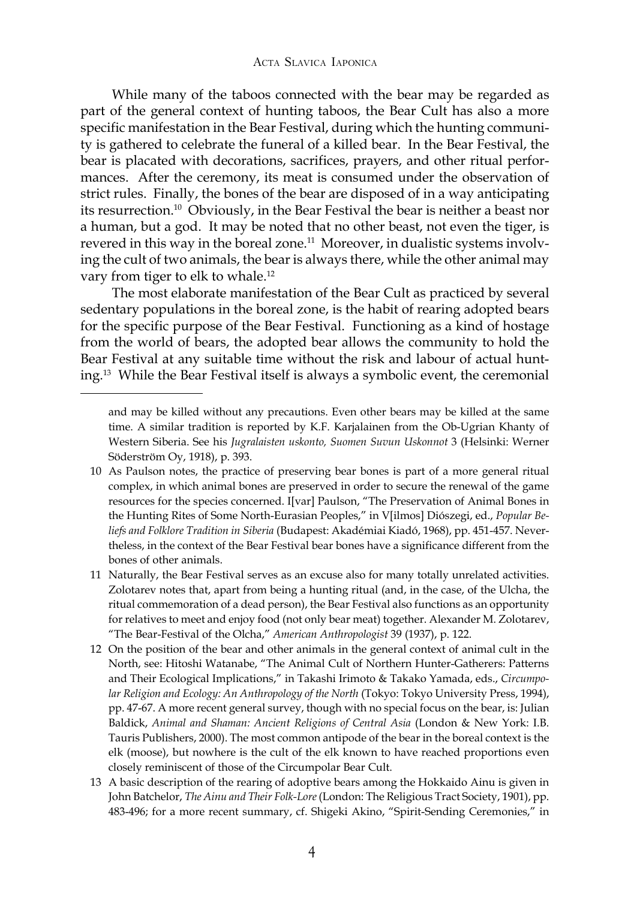While many of the taboos connected with the bear may be regarded as part of the general context of hunting taboos, the Bear Cult has also a more specific manifestation in the Bear Festival, during which the hunting community is gathered to celebrate the funeral of a killed bear. In the Bear Festival, the bear is placated with decorations, sacrifices, prayers, and other ritual performances. After the ceremony, its meat is consumed under the observation of strict rules. Finally, the bones of the bear are disposed of in a way anticipating its resurrection.[10] Obviously, in the Bear Festival the bear is neither a beast nor a human, but a god. It may be noted that no other beast, not even the tiger, is revered in this way in the boreal zone.[11] Moreover, in dualistic systems involving the cult of two animals, the bear is always there, while the other animal may vary from tiger to elk to whale.[12]

The most elaborate manifestation of the Bear Cult as practiced by several sedentary populations in the boreal zone, is the habit of rearing adopted bears for the specific purpose of the Bear Festival. Functioning as a kind of hostage from the world of bears, the adopted bear allows the community to hold the Bear Festival at any suitable time without the risk and labour of actual hunting.[13] While the Bear Festival itself is always a symbolic event, the ceremonial

---

and may be killed without any precautions. Even other bears may be killed at the same time. A similar tradition is reported by K.F. Karjalainen from the Ob-Ugrian Khanty of Western Siberia. See his *Jugralaisten uskonto, Suomen Suvun Uskonnot* 3 (Helsinki: Werner Söderström Oy, 1918), p. 393.

10 As Paulson notes, the practice of preserving bear bones is part of a more general ritual complex, in which animal bones are preserved in order to secure the renewal of the game resources for the species concerned. I[var] Paulson, "The Preservation of Animal Bones in the Hunting Rites of Some North-Eurasian Peoples," in V[ilmos] Diószegi, ed., *Popular Beliefs and Folklore Tradition in Siberia* (Budapest: Akadémiai Kiadó, 1968), pp. 451-457. Nevertheless, in the context of the Bear Festival bear bones have a significance different from the bones of other animals.

11 Naturally, the Bear Festival serves as an excuse also for many totally unrelated activities. Zolotarev notes that, apart from being a hunting ritual (and, in the case, of the Ulcha, the ritual commemoration of a dead person), the Bear Festival also functions as an opportunity for relatives to meet and enjoy food (not only bear meat) together. Alexander M. Zolotarev, "The Bear-Festival of the Olcha," *American Anthropologist* 39 (1937), p. 122.

12 On the position of the bear and other animals in the general context of animal cult in the North, see: Hitoshi Watanabe, "The Animal Cult of Northern Hunter-Gatherers: Patterns and Their Ecological Implications," in Takashi Irimoto & Takako Yamada, eds., *Circumpolar Religion and Ecology: An Anthropology of the North* (Tokyo: Tokyo University Press, 1994), pp. 47-67. A more recent general survey, though with no special focus on the bear, is: Julian Baldick, *Animal and Shaman: Ancient Religions of Central Asia* (London & New York: I.B. Tauris Publishers, 2000). The most common antipode of the bear in the boreal context is the elk (moose), but nowhere is the cult of the elk known to have reached proportions even closely reminiscent of those of the Circumpolar Bear Cult.

13 A basic description of the rearing of adoptive bears among the Hokkaido Ainu is given in John Batchelor, *The Ainu and Their Folk-Lore* (London: The Religious Tract Society, 1901), pp. 483-496; for a more recent summary, cf. Shigeki Akino, "Spirit-Sending Ceremonies," in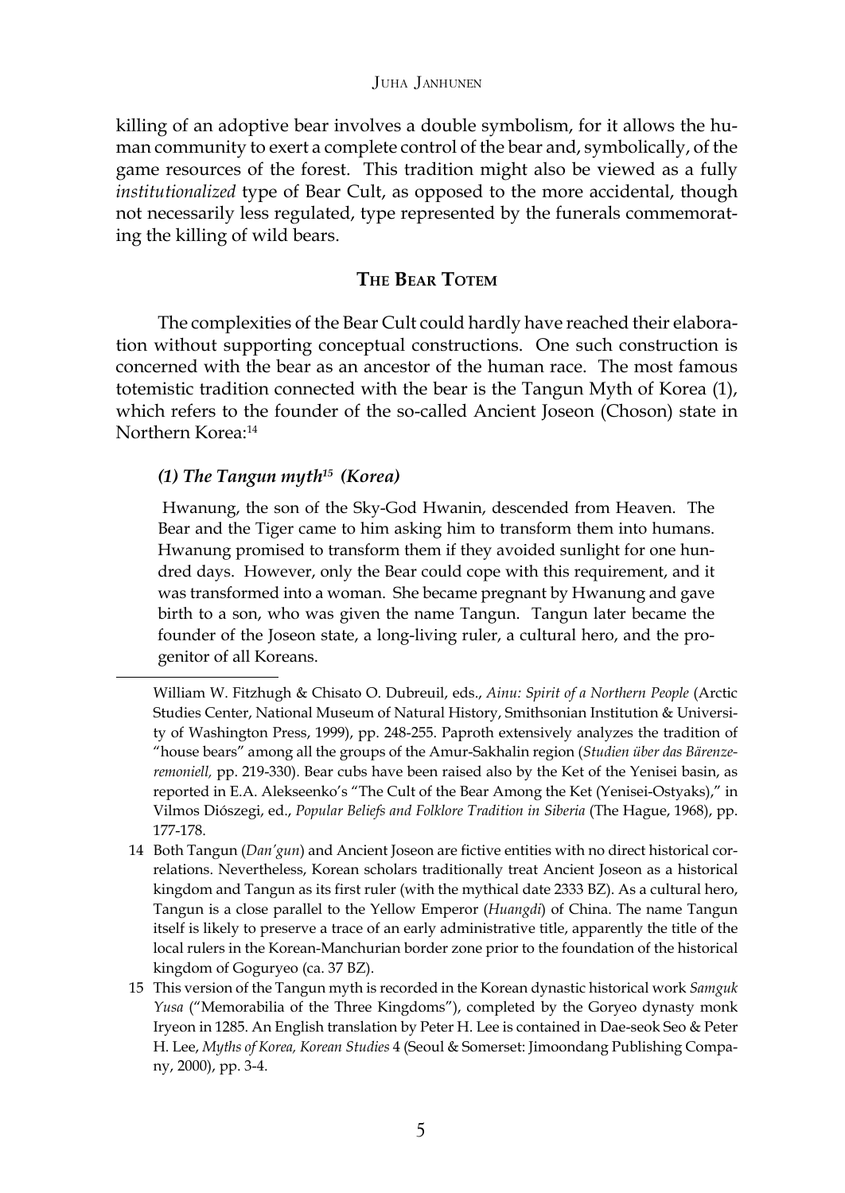killing of an adoptive bear involves a double symbolism, for it allows the human community to exert a complete control of the bear and, symbolically, of the game resources of the forest. This tradition might also be viewed as a fully *institutionalized* type of Bear Cult, as opposed to the more accidental, though not necessarily less regulated, type represented by the funerals commemorating the killing of wild bears.

## The Bear Totem

The complexities of the Bear Cult could hardly have reached their elaboration without supporting conceptual constructions. One such construction is concerned with the bear as an ancestor of the human race. The most famous totemistic tradition connected with the bear is the Tangun Myth of Korea (1), which refers to the founder of the so-called Ancient Joseon (Choson) state in Northern Korea:[14]

### *(1) The Tangun myth[15] (Korea)*

> Hwanung, the son of the Sky-God Hwanin, descended from Heaven. The Bear and the Tiger came to him asking him to transform them into humans. Hwanung promised to transform them if they avoided sunlight for one hundred days. However, only the Bear could cope with this requirement, and it was transformed into a woman. She became pregnant by Hwanung and gave birth to a son, who was given the name Tangun. Tangun later became the founder of the Joseon state, a long-living ruler, a cultural hero, and the progenitor of all Koreans.

---

William W. Fitzhugh & Chisato O. Dubreuil, eds., *Ainu: Spirit of a Northern People* (Arctic Studies Center, National Museum of Natural History, Smithsonian Institution & University of Washington Press, 1999), pp. 248-255. Paproth extensively analyzes the tradition of "house bears" among all the groups of the Amur-Sakhalin region (*Studien über das Bärenzeremoniell,* pp. 219-330). Bear cubs have been raised also by the Ket of the Yenisei basin, as reported in E.A. Alekseenko's "The Cult of the Bear Among the Ket (Yenisei-Ostyaks)," in Vilmos Diószegi, ed., *Popular Beliefs and Folklore Tradition in Siberia* (The Hague, 1968), pp. 177-178.

14 Both Tangun (*Dan'gun*) and Ancient Joseon are fictive entities with no direct historical correlations. Nevertheless, Korean scholars traditionally treat Ancient Joseon as a historical kingdom and Tangun as its first ruler (with the mythical date 2333 BZ). As a cultural hero, Tangun is a close parallel to the Yellow Emperor (*Huangdi*) of China. The name Tangun itself is likely to preserve a trace of an early administrative title, apparently the title of the local rulers in the Korean-Manchurian border zone prior to the foundation of the historical kingdom of Goguryeo (ca. 37 BZ).

15 This version of the Tangun myth is recorded in the Korean dynastic historical work *Samguk Yusa* ("Memorabilia of the Three Kingdoms"), completed by the Goryeo dynasty monk Iryeon in 1285. An English translation by Peter H. Lee is contained in Dae-seok Seo & Peter H. Lee, *Myths of Korea, Korean Studies* 4 (Seoul & Somerset: Jimoondang Publishing Company, 2000), pp. 3-4.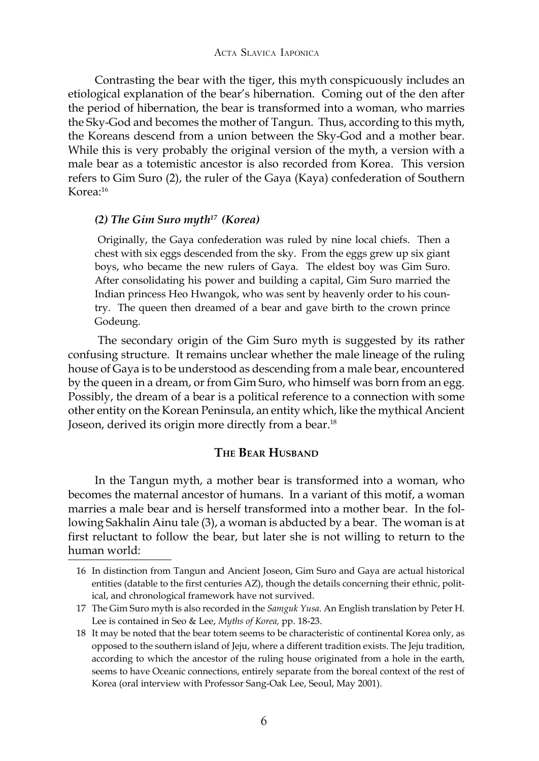Contrasting the bear with the tiger, this myth conspicuously includes an etiological explanation of the bear's hibernation. Coming out of the den after the period of hibernation, the bear is transformed into a woman, who marries the Sky-God and becomes the mother of Tangun. Thus, according to this myth, the Koreans descend from a union between the Sky-God and a mother bear. While this is very probably the original version of the myth, a version with a male bear as a totemistic ancestor is also recorded from Korea. This version refers to Gim Suro (2), the ruler of the Gaya (Kaya) confederation of Southern Korea:[16]

#### *(2) The Gim Suro myth[17] (Korea)*

> Originally, the Gaya confederation was ruled by nine local chiefs. Then a chest with six eggs descended from the sky. From the eggs grew up six giant boys, who became the new rulers of Gaya. The eldest boy was Gim Suro. After consolidating his power and building a capital, Gim Suro married the Indian princess Heo Hwangok, who was sent by heavenly order to his country. The queen then dreamed of a bear and gave birth to the crown prince Godeung.

The secondary origin of the Gim Suro myth is suggested by its rather confusing structure. It remains unclear whether the male lineage of the ruling house of Gaya is to be understood as descending from a male bear, encountered by the queen in a dream, or from Gim Suro, who himself was born from an egg. Possibly, the dream of a bear is a political reference to a connection with some other entity on the Korean Peninsula, an entity which, like the mythical Ancient Joseon, derived its origin more directly from a bear.[18]

## The Bear Husband

In the Tangun myth, a mother bear is transformed into a woman, who becomes the maternal ancestor of humans. In a variant of this motif, a woman marries a male bear and is herself transformed into a mother bear. In the following Sakhalin Ainu tale (3), a woman is abducted by a bear. The woman is at first reluctant to follow the bear, but later she is not willing to return to the human world:

---

16 In distinction from Tangun and Ancient Joseon, Gim Suro and Gaya are actual historical entities (datable to the first centuries AZ), though the details concerning their ethnic, political, and chronological framework have not survived.

17 The Gim Suro myth is also recorded in the *Samguk Yusa*. An English translation by Peter H. Lee is contained in Seo & Lee, *Myths of Korea,* pp. 18-23.

18 It may be noted that the bear totem seems to be characteristic of continental Korea only, as opposed to the southern island of Jeju, where a different tradition exists. The Jeju tradition, according to which the ancestor of the ruling house originated from a hole in the earth, seems to have Oceanic connections, entirely separate from the boreal context of the rest of Korea (oral interview with Professor Sang-Oak Lee, Seoul, May 2001).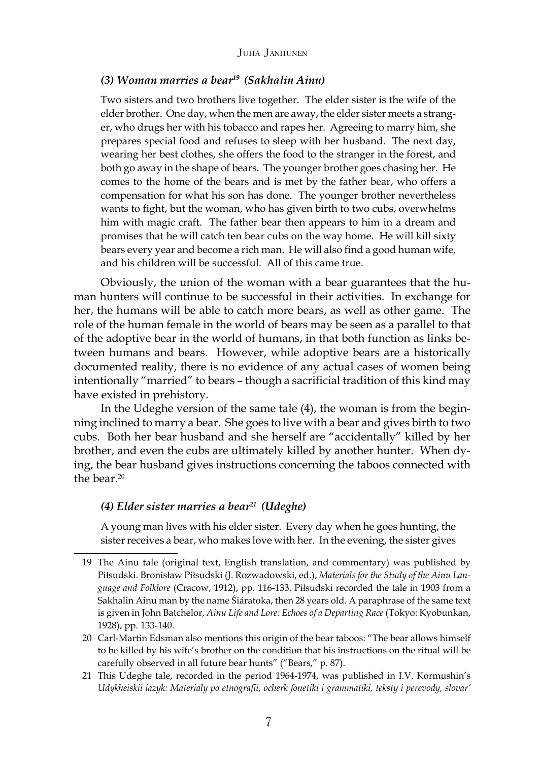### *(3) Woman marries a bear[19] (Sakhalin Ainu)*

> Two sisters and two brothers live together. The elder sister is the wife of the elder brother. One day, when the men are away, the elder sister meets a stranger, who drugs her with his tobacco and rapes her. Agreeing to marry him, she prepares special food and refuses to sleep with her husband. The next day, wearing her best clothes, she offers the food to the stranger in the forest, and both go away in the shape of bears. The younger brother goes chasing her. He comes to the home of the bears and is met by the father bear, who offers a compensation for what his son has done. The younger brother nevertheless wants to fight, but the woman, who has given birth to two cubs, overwhelms him with magic craft. The father bear then appears to him in a dream and promises that he will catch ten bear cubs on the way home. He will kill sixty bears every year and become a rich man. He will also find a good human wife, and his children will be successful. All of this came true.

Obviously, the union of the woman with a bear guarantees that the human hunters will continue to be successful in their activities. In exchange for her, the humans will be able to catch more bears, as well as other game. The role of the human female in the world of bears may be seen as a parallel to that of the adoptive bear in the world of humans, in that both function as links between humans and bears. However, while adoptive bears are a historically documented reality, there is no evidence of any actual cases of women being intentionally "married" to bears – though a sacrificial tradition of this kind may have existed in prehistory.

In the Udeghe version of the same tale (4), the woman is from the beginning inclined to marry a bear. She goes to live with a bear and gives birth to two cubs. Both her bear husband and she herself are "accidentally" killed by her brother, and even the cubs are ultimately killed by another hunter. When dying, the bear husband gives instructions concerning the taboos connected with the bear.[20]

### *(4) Elder sister marries a bear[21] (Udeghe)*

> A young man lives with his elder sister. Every day when he goes hunting, the sister receives a bear, who makes love with her. In the evening, the sister gives

---

19 The Ainu tale (original text, English translation, and commentary) was published by Piłsudski. Bronisław Piłsudski (J. Rozwadowski, ed.), *Materials for the Study of the Ainu Language and Folklore* (Cracow, 1912), pp. 116-133. Piłsudski recorded the tale in 1903 from a Sakhalin Ainu man by the name Śiáratoka, then 28 years old. A paraphrase of the same text is given in John Batchelor, *Ainu Life and Lore: Echoes of a Departing Race* (Tokyo: Kyobunkan, 1928), pp. 133-140.

20 Carl-Martin Edsman also mentions this origin of the bear taboos: "The bear allows himself to be killed by his wife's brother on the condition that his instructions on the ritual will be carefully observed in all future bear hunts" ("Bears," p. 87).

21 This Udeghe tale, recorded in the period 1964-1974, was published in I.V. Kormushin's *Udykheiskii iazyk: Materialy po etnografii, ocherk fonetiki i grammatiki, teksty i perevody, slovar'*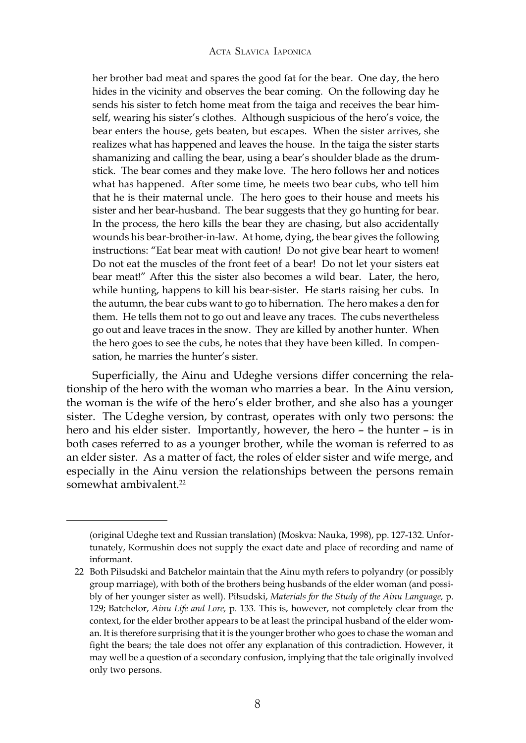her brother bad meat and spares the good fat for the bear. One day, the hero hides in the vicinity and observes the bear coming. On the following day he sends his sister to fetch home meat from the taiga and receives the bear himself, wearing his sister's clothes. Although suspicious of the hero's voice, the bear enters the house, gets beaten, but escapes. When the sister arrives, she realizes what has happened and leaves the house. In the taiga the sister starts shamanizing and calling the bear, using a bear's shoulder blade as the drumstick. The bear comes and they make love. The hero follows her and notices what has happened. After some time, he meets two bear cubs, who tell him that he is their maternal uncle. The hero goes to their house and meets his sister and her bear-husband. The bear suggests that they go hunting for bear. In the process, the hero kills the bear they are chasing, but also accidentally wounds his bear-brother-in-law. At home, dying, the bear gives the following instructions: "Eat bear meat with caution! Do not give bear heart to women! Do not eat the muscles of the front feet of a bear! Do not let your sisters eat bear meat!" After this the sister also becomes a wild bear. Later, the hero, while hunting, happens to kill his bear-sister. He starts raising her cubs. In the autumn, the bear cubs want to go to hibernation. The hero makes a den for them. He tells them not to go out and leave any traces. The cubs nevertheless go out and leave traces in the snow. They are killed by another hunter. When the hero goes to see the cubs, he notes that they have been killed. In compensation, he marries the hunter's sister.

Superficially, the Ainu and Udeghe versions differ concerning the relationship of the hero with the woman who marries a bear. In the Ainu version, the woman is the wife of the hero's elder brother, and she also has a younger sister. The Udeghe version, by contrast, operates with only two persons: the hero and his elder sister. Importantly, however, the hero – the hunter – is in both cases referred to as a younger brother, while the woman is referred to as an elder sister. As a matter of fact, the roles of elder sister and wife merge, and especially in the Ainu version the relationships between the persons remain somewhat ambivalent.[22]

---

(original Udeghe text and Russian translation) (Moskva: Nauka, 1998), pp. 127-132. Unfortunately, Kormushin does not supply the exact date and place of recording and name of informant.

22 Both Piłsudski and Batchelor maintain that the Ainu myth refers to polyandry (or possibly group marriage), with both of the brothers being husbands of the elder woman (and possibly of her younger sister as well). Piłsudski, *Materials for the Study of the Ainu Language,* p. 129; Batchelor, *Ainu Life and Lore,* p. 133. This is, however, not completely clear from the context, for the elder brother appears to be at least the principal husband of the elder woman. It is therefore surprising that it is the younger brother who goes to chase the woman and fight the bears; the tale does not offer any explanation of this contradiction. However, it may well be a question of a secondary confusion, implying that the tale originally involved only two persons.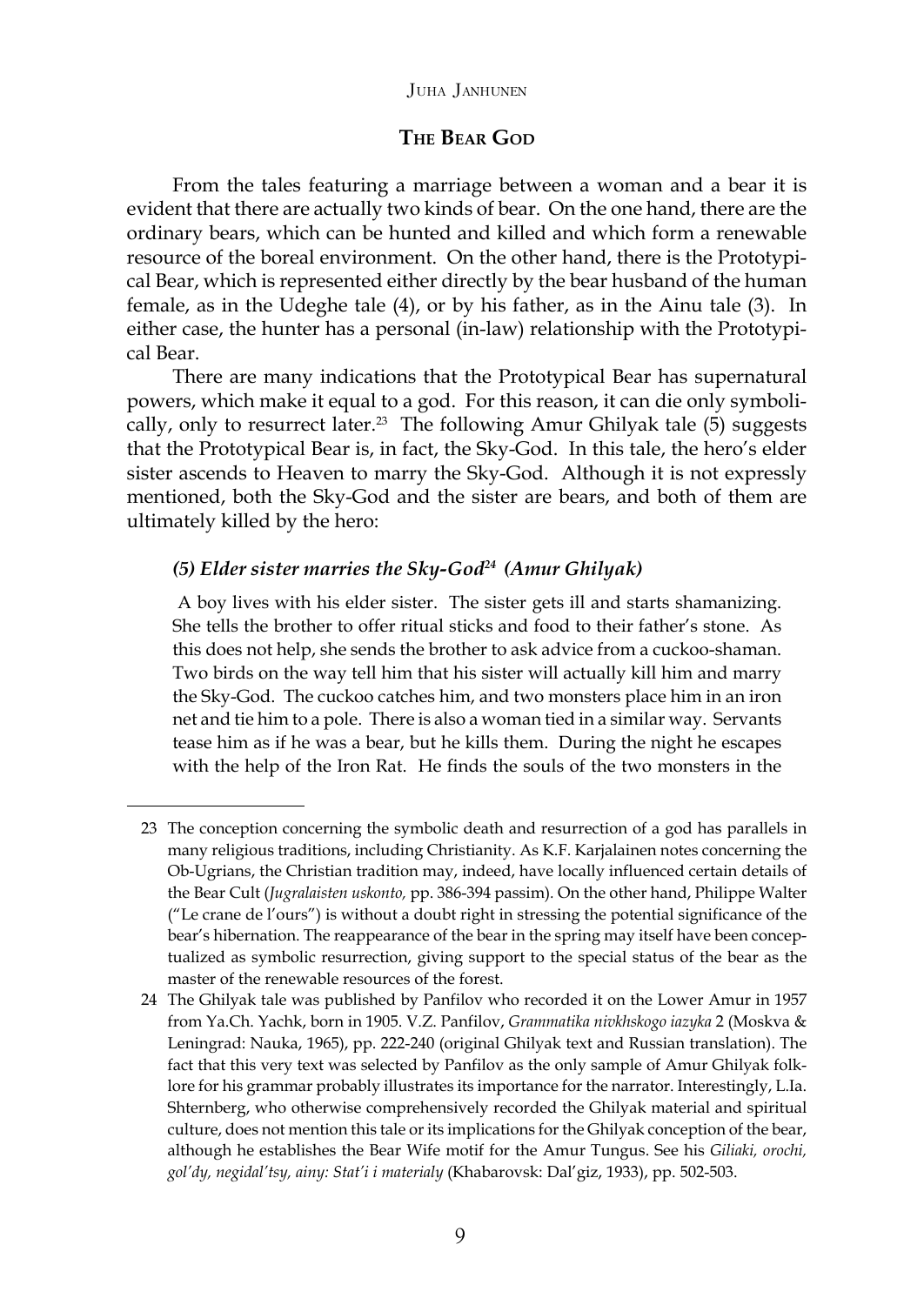## The Bear God

From the tales featuring a marriage between a woman and a bear it is evident that there are actually two kinds of bear. On the one hand, there are the ordinary bears, which can be hunted and killed and which form a renewable resource of the boreal environment. On the other hand, there is the Prototypical Bear, which is represented either directly by the bear husband of the human female, as in the Udeghe tale (4), or by his father, as in the Ainu tale (3). In either case, the hunter has a personal (in-law) relationship with the Prototypical Bear.

There are many indications that the Prototypical Bear has supernatural powers, which make it equal to a god. For this reason, it can die only symbolically, only to resurrect later.[23] The following Amur Ghilyak tale (5) suggests that the Prototypical Bear is, in fact, the Sky-God. In this tale, the hero's elder sister ascends to Heaven to marry the Sky-God. Although it is not expressly mentioned, both the Sky-God and the sister are bears, and both of them are ultimately killed by the hero:

### *(5) Elder sister marries the Sky-God[24] (Amur Ghilyak)*

A boy lives with his elder sister. The sister gets ill and starts shamanizing. She tells the brother to offer ritual sticks and food to their father's stone. As this does not help, she sends the brother to ask advice from a cuckoo-shaman. Two birds on the way tell him that his sister will actually kill him and marry the Sky-God. The cuckoo catches him, and two monsters place him in an iron net and tie him to a pole. There is also a woman tied in a similar way. Servants tease him as if he was a bear, but he kills them. During the night he escapes with the help of the Iron Rat. He finds the souls of the two monsters in the

---

23 The conception concerning the symbolic death and resurrection of a god has parallels in many religious traditions, including Christianity. As K.F. Karjalainen notes concerning the Ob-Ugrians, the Christian tradition may, indeed, have locally influenced certain details of the Bear Cult (*Jugralaisten uskonto,* pp. 386-394 passim). On the other hand, Philippe Walter ("Le crane de l'ours") is without a doubt right in stressing the potential significance of the bear's hibernation. The reappearance of the bear in the spring may itself have been conceptualized as symbolic resurrection, giving support to the special status of the bear as the master of the renewable resources of the forest.

24 The Ghilyak tale was published by Panfilov who recorded it on the Lower Amur in 1957 from Ya.Ch. Yachk, born in 1905. V.Z. Panfilov, *Grammatika nivkhskogo iazyka* 2 (Moskva & Leningrad: Nauka, 1965), pp. 222-240 (original Ghilyak text and Russian translation). The fact that this very text was selected by Panfilov as the only sample of Amur Ghilyak folklore for his grammar probably illustrates its importance for the narrator. Interestingly, L.Ia. Shternberg, who otherwise comprehensively recorded the Ghilyak material and spiritual culture, does not mention this tale or its implications for the Ghilyak conception of the bear, although he establishes the Bear Wife motif for the Amur Tungus. See his *Giliaki, orochi, gol'dy, negidal'tsy, ainy: Stat'i i materialy* (Khabarovsk: Dal'giz, 1933), pp. 502-503.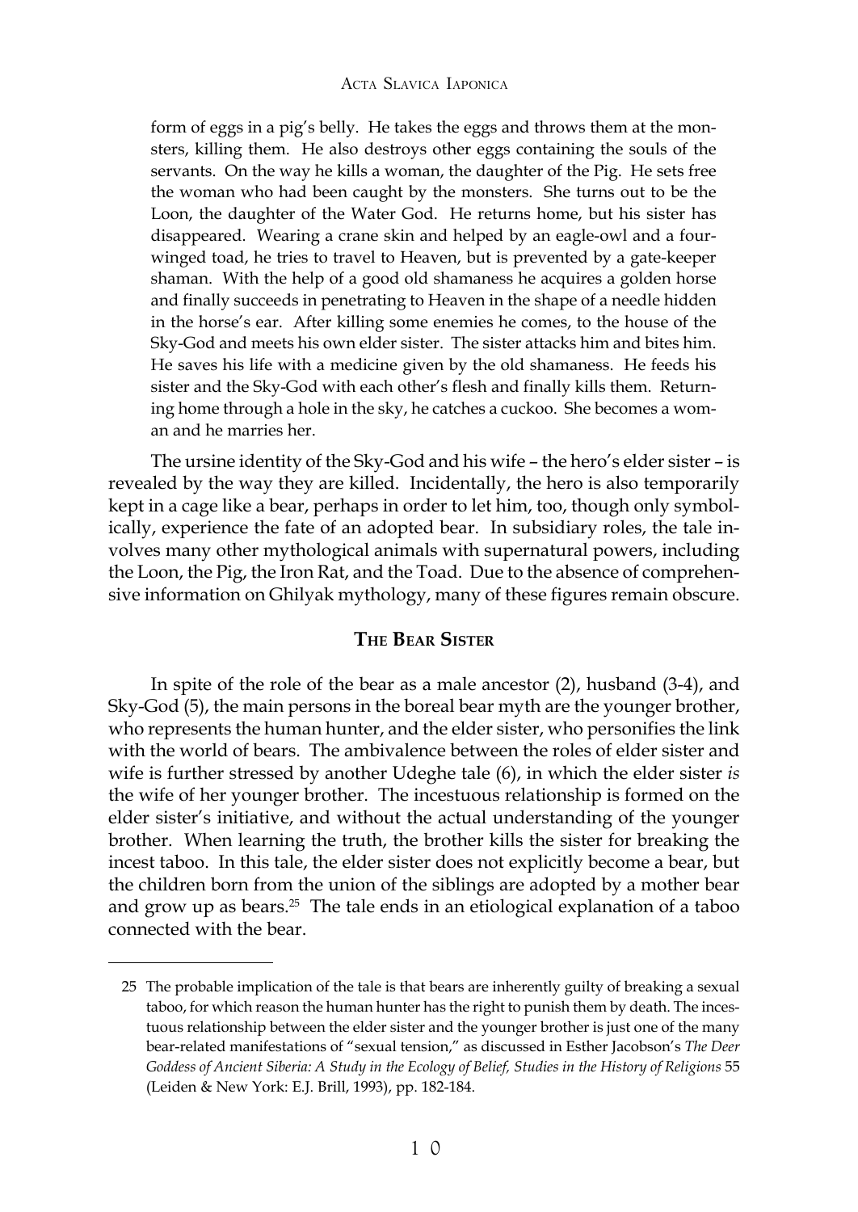form of eggs in a pig's belly. He takes the eggs and throws them at the monsters, killing them. He also destroys other eggs containing the souls of the servants. On the way he kills a woman, the daughter of the Pig. He sets free the woman who had been caught by the monsters. She turns out to be the Loon, the daughter of the Water God. He returns home, but his sister has disappeared. Wearing a crane skin and helped by an eagle-owl and a four-winged toad, he tries to travel to Heaven, but is prevented by a gate-keeper shaman. With the help of a good old shamaness he acquires a golden horse and finally succeeds in penetrating to Heaven in the shape of a needle hidden in the horse's ear. After killing some enemies he comes, to the house of the Sky-God and meets his own elder sister. The sister attacks him and bites him. He saves his life with a medicine given by the old shamaness. He feeds his sister and the Sky-God with each other's flesh and finally kills them. Returning home through a hole in the sky, he catches a cuckoo. She becomes a woman and he marries her.

The ursine identity of the Sky-God and his wife – the hero's elder sister – is revealed by the way they are killed. Incidentally, the hero is also temporarily kept in a cage like a bear, perhaps in order to let him, too, though only symbolically, experience the fate of an adopted bear. In subsidiary roles, the tale involves many other mythological animals with supernatural powers, including the Loon, the Pig, the Iron Rat, and the Toad. Due to the absence of comprehensive information on Ghilyak mythology, many of these figures remain obscure.

## The Bear Sister

In spite of the role of the bear as a male ancestor (2), husband (3-4), and Sky-God (5), the main persons in the boreal bear myth are the younger brother, who represents the human hunter, and the elder sister, who personifies the link with the world of bears. The ambivalence between the roles of elder sister and wife is further stressed by another Udeghe tale (6), in which the elder sister *is* the wife of her younger brother. The incestuous relationship is formed on the elder sister's initiative, and without the actual understanding of the younger brother. When learning the truth, the brother kills the sister for breaking the incest taboo. In this tale, the elder sister does not explicitly become a bear, but the children born from the union of the siblings are adopted by a mother bear and grow up as bears.[25] The tale ends in an etiological explanation of a taboo connected with the bear.

---

25 The probable implication of the tale is that bears are inherently guilty of breaking a sexual taboo, for which reason the human hunter has the right to punish them by death. The incestuous relationship between the elder sister and the younger brother is just one of the many bear-related manifestations of "sexual tension," as discussed in Esther Jacobson's *The Deer Goddess of Ancient Siberia: A Study in the Ecology of Belief, Studies in the History of Religions* 55 (Leiden & New York: E.J. Brill, 1993), pp. 182-184.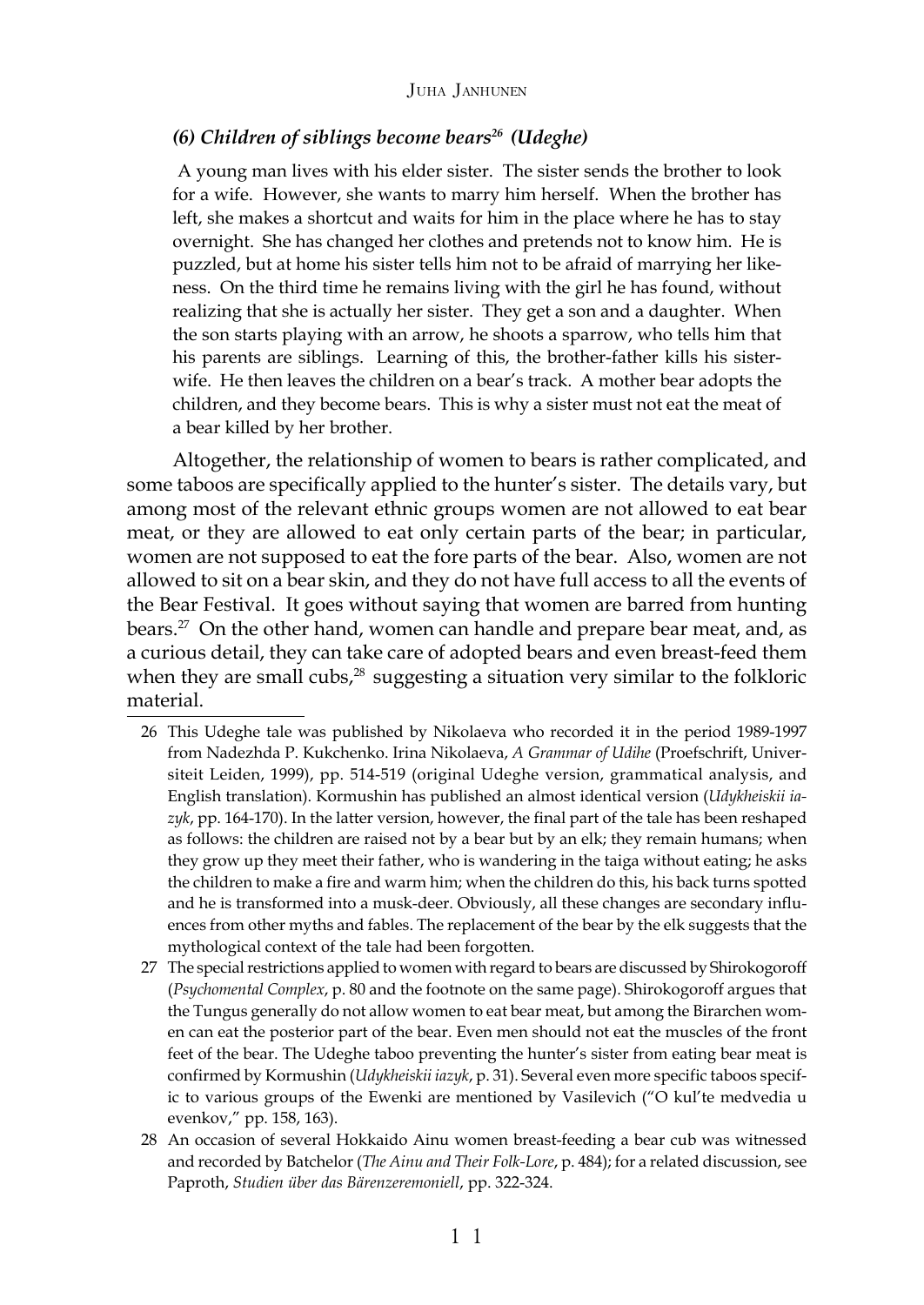### *(6) Children of siblings become bears*[26] *(Udeghe)*

A young man lives with his elder sister. The sister sends the brother to look for a wife. However, she wants to marry him herself. When the brother has left, she makes a shortcut and waits for him in the place where he has to stay overnight. She has changed her clothes and pretends not to know him. He is puzzled, but at home his sister tells him not to be afraid of marrying her likeness. On the third time he remains living with the girl he has found, without realizing that she is actually her sister. They get a son and a daughter. When the son starts playing with an arrow, he shoots a sparrow, who tells him that his parents are siblings. Learning of this, the brother-father kills his sister-wife. He then leaves the children on a bear's track. A mother bear adopts the children, and they become bears. This is why a sister must not eat the meat of a bear killed by her brother.

Altogether, the relationship of women to bears is rather complicated, and some taboos are specifically applied to the hunter's sister. The details vary, but among most of the relevant ethnic groups women are not allowed to eat bear meat, or they are allowed to eat only certain parts of the bear; in particular, women are not supposed to eat the fore parts of the bear. Also, women are not allowed to sit on a bear skin, and they do not have full access to all the events of the Bear Festival. It goes without saying that women are barred from hunting bears.[27] On the other hand, women can handle and prepare bear meat, and, as a curious detail, they can take care of adopted bears and even breast-feed them when they are small cubs,[28] suggesting a situation very similar to the folkloric material.

---

26 This Udeghe tale was published by Nikolaeva who recorded it in the period 1989-1997 from Nadezhda P. Kukchenko. Irina Nikolaeva, *A Grammar of Udihe* (Proefschrift, Universiteit Leiden, 1999), pp. 514-519 (original Udeghe version, grammatical analysis, and English translation). Kormushin has published an almost identical version (*Udykheiskii iazyk*, pp. 164-170). In the latter version, however, the final part of the tale has been reshaped as follows: the children are raised not by a bear but by an elk; they remain humans; when they grow up they meet their father, who is wandering in the taiga without eating; he asks the children to make a fire and warm him; when the children do this, his back turns spotted and he is transformed into a musk-deer. Obviously, all these changes are secondary influences from other myths and fables. The replacement of the bear by the elk suggests that the mythological context of the tale had been forgotten.

27 The special restrictions applied to women with regard to bears are discussed by Shirokogoroff (*Psychomental Complex*, p. 80 and the footnote on the same page). Shirokogoroff argues that the Tungus generally do not allow women to eat bear meat, but among the Birarchen women can eat the posterior part of the bear. Even men should not eat the muscles of the front feet of the bear. The Udeghe taboo preventing the hunter's sister from eating bear meat is confirmed by Kormushin (*Udykheiskii iazyk*, p. 31). Several even more specific taboos specific to various groups of the Ewenki are mentioned by Vasilevich ("O kul'te medvedia u evenkov," pp. 158, 163).

28 An occasion of several Hokkaido Ainu women breast-feeding a bear cub was witnessed and recorded by Batchelor (*The Ainu and Their Folk-Lore*, p. 484); for a related discussion, see Paproth, *Studien über das Bärenzeremoniell*, pp. 322-324.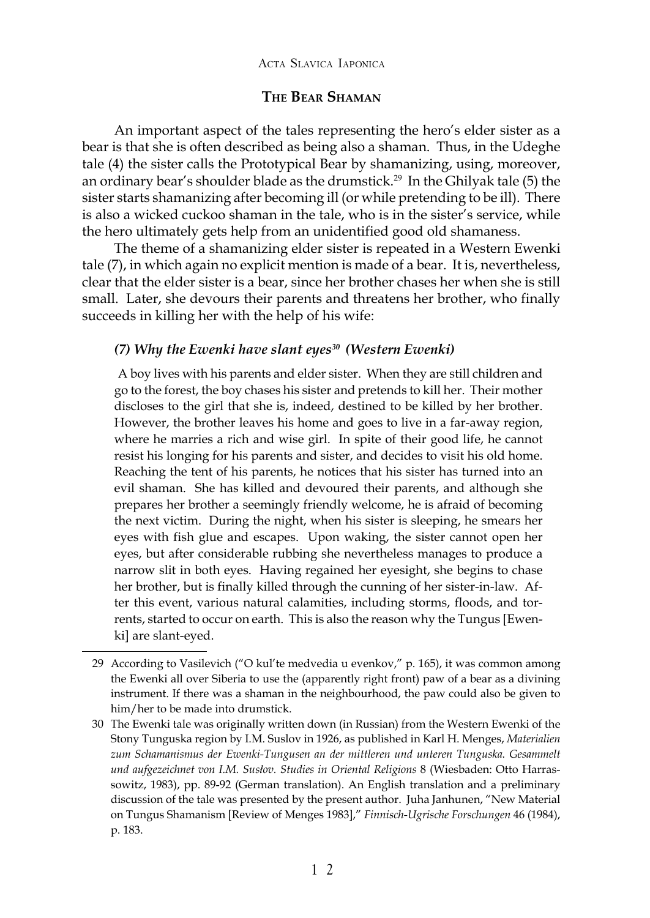## The Bear Shaman

An important aspect of the tales representing the hero's elder sister as a bear is that she is often described as being also a shaman. Thus, in the Udeghe tale (4) the sister calls the Prototypical Bear by shamanizing, using, moreover, an ordinary bear's shoulder blade as the drumstick.[29] In the Ghilyak tale (5) the sister starts shamanizing after becoming ill (or while pretending to be ill). There is also a wicked cuckoo shaman in the tale, who is in the sister's service, while the hero ultimately gets help from an unidentified good old shamaness.

The theme of a shamanizing elder sister is repeated in a Western Ewenki tale (7), in which again no explicit mention is made of a bear. It is, nevertheless, clear that the elder sister is a bear, since her brother chases her when she is still small. Later, she devours their parents and threatens her brother, who finally succeeds in killing her with the help of his wife:

### *(7) Why the Ewenki have slant eyes[30] (Western Ewenki)*

A boy lives with his parents and elder sister. When they are still children and go to the forest, the boy chases his sister and pretends to kill her. Their mother discloses to the girl that she is, indeed, destined to be killed by her brother. However, the brother leaves his home and goes to live in a far-away region, where he marries a rich and wise girl. In spite of their good life, he cannot resist his longing for his parents and sister, and decides to visit his old home. Reaching the tent of his parents, he notices that his sister has turned into an evil shaman. She has killed and devoured their parents, and although she prepares her brother a seemingly friendly welcome, he is afraid of becoming the next victim. During the night, when his sister is sleeping, he smears her eyes with fish glue and escapes. Upon waking, the sister cannot open her eyes, but after considerable rubbing she nevertheless manages to produce a narrow slit in both eyes. Having regained her eyesight, she begins to chase her brother, but is finally killed through the cunning of her sister-in-law. After this event, various natural calamities, including storms, floods, and torrents, started to occur on earth. This is also the reason why the Tungus [Ewenki] are slant-eyed.

---

29 According to Vasilevich ("O kul'te medvedia u evenkov," p. 165), it was common among the Ewenki all over Siberia to use the (apparently right front) paw of a bear as a divining instrument. If there was a shaman in the neighbourhood, the paw could also be given to him/her to be made into drumstick.

30 The Ewenki tale was originally written down (in Russian) from the Western Ewenki of the Stony Tunguska region by I.M. Suslov in 1926, as published in Karl H. Menges, *Materialien zum Schamanismus der Ewenki-Tungusen an der mittleren und unteren Tunguska. Gesammelt und aufgezeichnet von I.M. Susłov. Studies in Oriental Religions* 8 (Wiesbaden: Otto Harrassowitz, 1983), pp. 89-92 (German translation). An English translation and a preliminary discussion of the tale was presented by the present author. Juha Janhunen, "New Material on Tungus Shamanism [Review of Menges 1983]," *Finnisch-Ugrische Forschungen* 46 (1984), p. 183.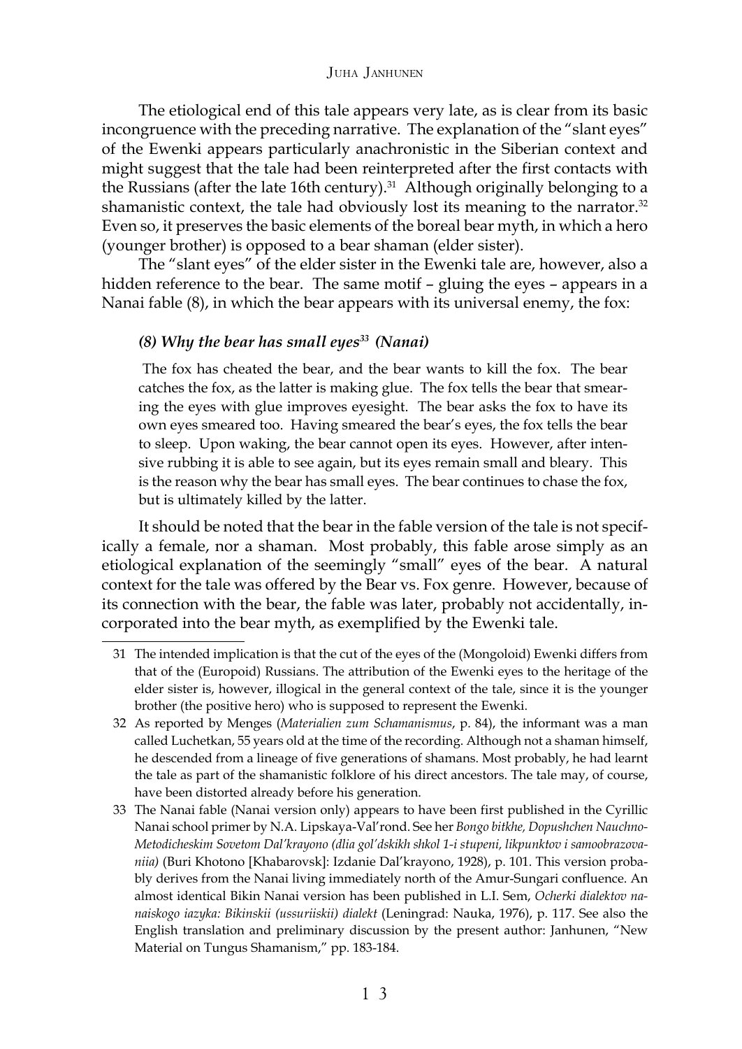The etiological end of this tale appears very late, as is clear from its basic incongruence with the preceding narrative. The explanation of the "slant eyes" of the Ewenki appears particularly anachronistic in the Siberian context and might suggest that the tale had been reinterpreted after the first contacts with the Russians (after the late 16th century).[31] Although originally belonging to a shamanistic context, the tale had obviously lost its meaning to the narrator.[32] Even so, it preserves the basic elements of the boreal bear myth, in which a hero (younger brother) is opposed to a bear shaman (elder sister).

The "slant eyes" of the elder sister in the Ewenki tale are, however, also a hidden reference to the bear. The same motif – gluing the eyes – appears in a Nanai fable (8), in which the bear appears with its universal enemy, the fox:

### *(8) Why the bear has small eyes*[33] *(Nanai)*

> The fox has cheated the bear, and the bear wants to kill the fox. The bear catches the fox, as the latter is making glue. The fox tells the bear that smearing the eyes with glue improves eyesight. The bear asks the fox to have its own eyes smeared too. Having smeared the bear's eyes, the fox tells the bear to sleep. Upon waking, the bear cannot open its eyes. However, after intensive rubbing it is able to see again, but its eyes remain small and bleary. This is the reason why the bear has small eyes. The bear continues to chase the fox, but is ultimately killed by the latter.

It should be noted that the bear in the fable version of the tale is not specifically a female, nor a shaman. Most probably, this fable arose simply as an etiological explanation of the seemingly "small" eyes of the bear. A natural context for the tale was offered by the Bear vs. Fox genre. However, because of its connection with the bear, the fable was later, probably not accidentally, incorporated into the bear myth, as exemplified by the Ewenki tale.

---

31 The intended implication is that the cut of the eyes of the (Mongoloid) Ewenki differs from that of the (Europoid) Russians. The attribution of the Ewenki eyes to the heritage of the elder sister is, however, illogical in the general context of the tale, since it is the younger brother (the positive hero) who is supposed to represent the Ewenki.

32 As reported by Menges (*Materialien zum Schamanismus*, p. 84), the informant was a man called Luchetkan, 55 years old at the time of the recording. Although not a shaman himself, he descended from a lineage of five generations of shamans. Most probably, he had learnt the tale as part of the shamanistic folklore of his direct ancestors. The tale may, of course, have been distorted already before his generation.

33 The Nanai fable (Nanai version only) appears to have been first published in the Cyrillic Nanai school primer by N.A. Lipskaya-Val'rond. See her *Bongo bitkhe, Dopushchen Nauchno-Metodicheskim Sovetom Dal'krayono (dlia gol'dskikh shkol 1-i stupeni, likpunktov i samoobrazovaniia)* (Buri Khotono [Khabarovsk]: Izdanie Dal'krayono, 1928), p. 101. This version probably derives from the Nanai living immediately north of the Amur-Sungari confluence. An almost identical Bikin Nanai version has been published in L.I. Sem, *Ocherki dialektov nanaiskogo iazyka: Bikinskii (ussuriiskii) dialekt* (Leningrad: Nauka, 1976), p. 117. See also the English translation and preliminary discussion by the present author: Janhunen, "New Material on Tungus Shamanism," pp. 183-184.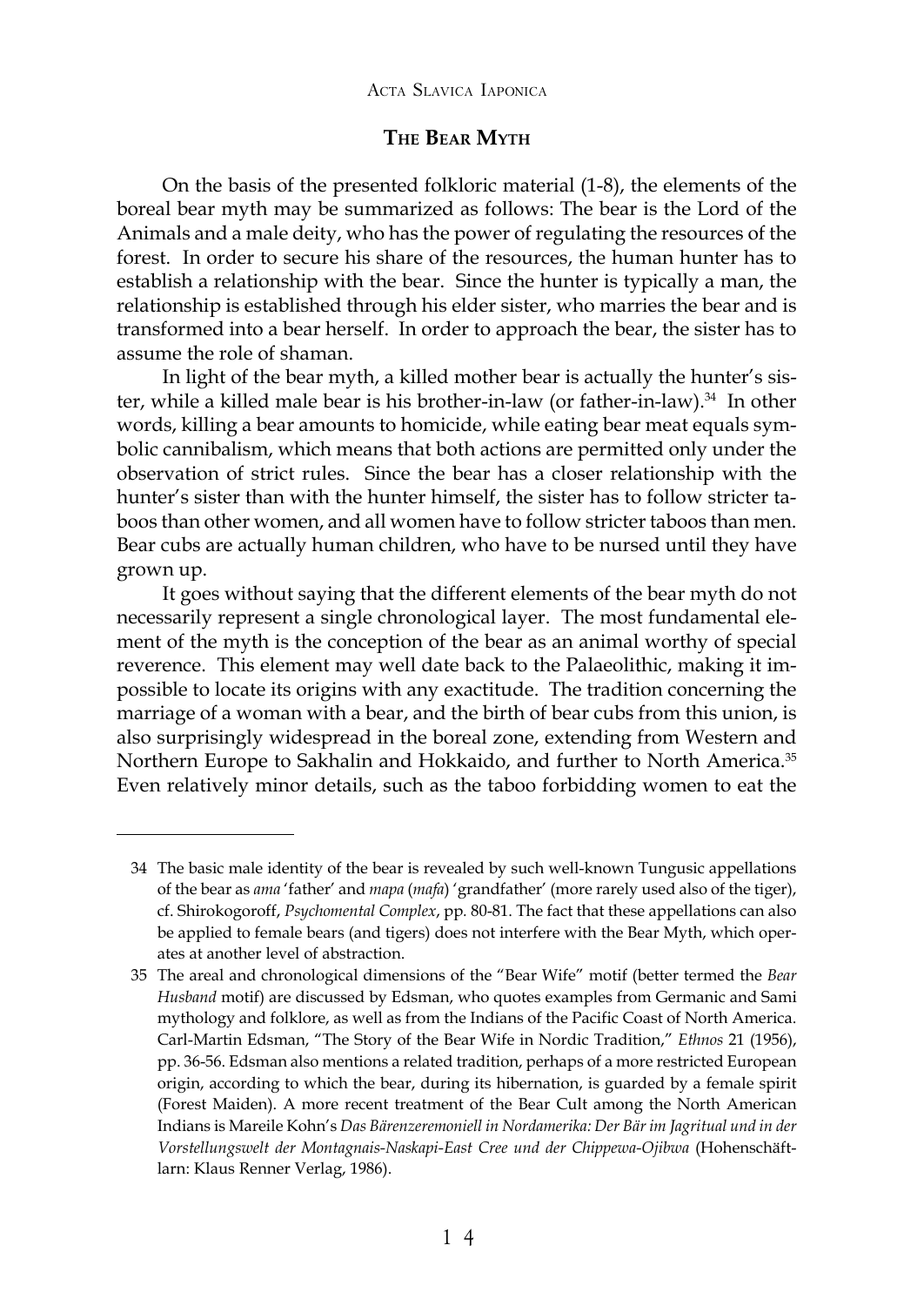## The Bear Myth

On the basis of the presented folkloric material (1-8), the elements of the boreal bear myth may be summarized as follows: The bear is the Lord of the Animals and a male deity, who has the power of regulating the resources of the forest. In order to secure his share of the resources, the human hunter has to establish a relationship with the bear. Since the hunter is typically a man, the relationship is established through his elder sister, who marries the bear and is transformed into a bear herself. In order to approach the bear, the sister has to assume the role of shaman.

In light of the bear myth, a killed mother bear is actually the hunter's sister, while a killed male bear is his brother-in-law (or father-in-law).[34] In other words, killing a bear amounts to homicide, while eating bear meat equals symbolic cannibalism, which means that both actions are permitted only under the observation of strict rules. Since the bear has a closer relationship with the hunter's sister than with the hunter himself, the sister has to follow stricter taboos than other women, and all women have to follow stricter taboos than men. Bear cubs are actually human children, who have to be nursed until they have grown up.

It goes without saying that the different elements of the bear myth do not necessarily represent a single chronological layer. The most fundamental element of the myth is the conception of the bear as an animal worthy of special reverence. This element may well date back to the Palaeolithic, making it impossible to locate its origins with any exactitude. The tradition concerning the marriage of a woman with a bear, and the birth of bear cubs from this union, is also surprisingly widespread in the boreal zone, extending from Western and Northern Europe to Sakhalin and Hokkaido, and further to North America.[35] Even relatively minor details, such as the taboo forbidding women to eat the

---

34 The basic male identity of the bear is revealed by such well-known Tungusic appellations of the bear as *ama* 'father' and *mapa* (*mafa*) 'grandfather' (more rarely used also of the tiger), cf. Shirokogoroff, *Psychomental Complex*, pp. 80-81. The fact that these appellations can also be applied to female bears (and tigers) does not interfere with the Bear Myth, which operates at another level of abstraction.

35 The areal and chronological dimensions of the "Bear Wife" motif (better termed the *Bear Husband* motif) are discussed by Edsman, who quotes examples from Germanic and Sami mythology and folklore, as well as from the Indians of the Pacific Coast of North America. Carl-Martin Edsman, "The Story of the Bear Wife in Nordic Tradition," *Ethnos* 21 (1956), pp. 36-56. Edsman also mentions a related tradition, perhaps of a more restricted European origin, according to which the bear, during its hibernation, is guarded by a female spirit (Forest Maiden). A more recent treatment of the Bear Cult among the North American Indians is Mareile Kohn's *Das Bärenzeremoniell in Nordamerika: Der Bär im Jagritual und in der Vorstellungswelt der Montagnais-Naskapi-East Cree und der Chippewa-Ojibwa* (Hohenschäftlarn: Klaus Renner Verlag, 1986).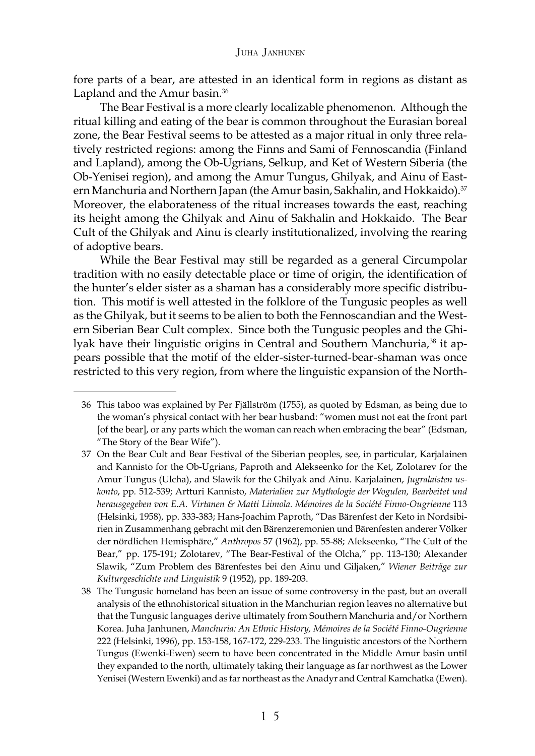fore parts of a bear, are attested in an identical form in regions as distant as Lapland and the Amur basin.[36]

The Bear Festival is a more clearly localizable phenomenon. Although the ritual killing and eating of the bear is common throughout the Eurasian boreal zone, the Bear Festival seems to be attested as a major ritual in only three relatively restricted regions: among the Finns and Sami of Fennoscandia (Finland and Lapland), among the Ob-Ugrians, Selkup, and Ket of Western Siberia (the Ob-Yenisei region), and among the Amur Tungus, Ghilyak, and Ainu of Eastern Manchuria and Northern Japan (the Amur basin, Sakhalin, and Hokkaido).[37] Moreover, the elaborateness of the ritual increases towards the east, reaching its height among the Ghilyak and Ainu of Sakhalin and Hokkaido. The Bear Cult of the Ghilyak and Ainu is clearly institutionalized, involving the rearing of adoptive bears.

While the Bear Festival may still be regarded as a general Circumpolar tradition with no easily detectable place or time of origin, the identification of the hunter's elder sister as a shaman has a considerably more specific distribution. This motif is well attested in the folklore of the Tungusic peoples as well as the Ghilyak, but it seems to be alien to both the Fennoscandian and the Western Siberian Bear Cult complex. Since both the Tungusic peoples and the Ghilyak have their linguistic origins in Central and Southern Manchuria,[38] it appears possible that the motif of the elder-sister-turned-bear-shaman was once restricted to this very region, from where the linguistic expansion of the North-

---

36 This taboo was explained by Per Fjällström (1755), as quoted by Edsman, as being due to the woman's physical contact with her bear husband: "women must not eat the front part [of the bear], or any parts which the woman can reach when embracing the bear" (Edsman, "The Story of the Bear Wife").

37 On the Bear Cult and Bear Festival of the Siberian peoples, see, in particular, Karjalainen and Kannisto for the Ob-Ugrians, Paproth and Alekseenko for the Ket, Zolotarev for the Amur Tungus (Ulcha), and Slawik for the Ghilyak and Ainu. Karjalainen, *Jugralaisten uskonto*, pp. 512-539; Artturi Kannisto, *Materialien zur Mythologie der Wogulen, Bearbeitet und herausgegeben von E.A. Virtanen & Matti Liimola. Mémoires de la Société Finno-Ougrienne* 113 (Helsinki, 1958), pp. 333-383; Hans-Joachim Paproth, "Das Bärenfest der Keto in Nordsibirien in Zusammenhang gebracht mit den Bärenzeremonien und Bärenfesten anderer Völker der nördlichen Hemisphäre," *Anthropos* 57 (1962), pp. 55-88; Alekseenko, "The Cult of the Bear," pp. 175-191; Zolotarev, "The Bear-Festival of the Olcha," pp. 113-130; Alexander Slawik, "Zum Problem des Bärenfestes bei den Ainu und Giljaken," *Wiener Beiträge zur Kulturgeschichte und Linguistik* 9 (1952), pp. 189-203.

38 The Tungusic homeland has been an issue of some controversy in the past, but an overall analysis of the ethnohistorical situation in the Manchurian region leaves no alternative but that the Tungusic languages derive ultimately from Southern Manchuria and/or Northern Korea. Juha Janhunen, *Manchuria: An Ethnic History, Mémoires de la Société Finno-Ougrienne* 222 (Helsinki, 1996), pp. 153-158, 167-172, 229-233. The linguistic ancestors of the Northern Tungus (Ewenki-Ewen) seem to have been concentrated in the Middle Amur basin until they expanded to the north, ultimately taking their language as far northwest as the Lower Yenisei (Western Ewenki) and as far northeast as the Anadyr and Central Kamchatka (Ewen).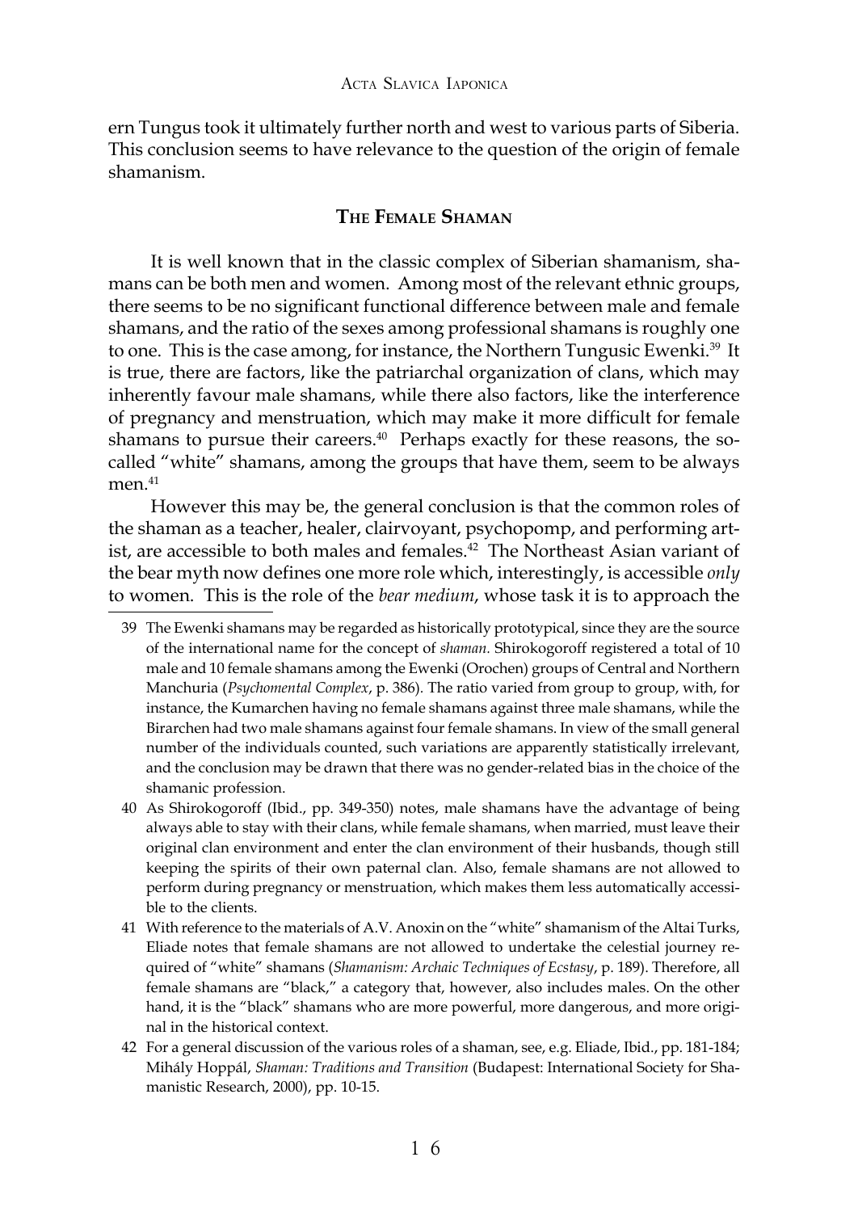ern Tungus took it ultimately further north and west to various parts of Siberia. This conclusion seems to have relevance to the question of the origin of female shamanism.

## The Female Shaman

It is well known that in the classic complex of Siberian shamanism, shamans can be both men and women. Among most of the relevant ethnic groups, there seems to be no significant functional difference between male and female shamans, and the ratio of the sexes among professional shamans is roughly one to one. This is the case among, for instance, the Northern Tungusic Ewenki.[39] It is true, there are factors, like the patriarchal organization of clans, which may inherently favour male shamans, while there also factors, like the interference of pregnancy and menstruation, which may make it more difficult for female shamans to pursue their careers.[40] Perhaps exactly for these reasons, the so-called "white" shamans, among the groups that have them, seem to be always men.[41]

However this may be, the general conclusion is that the common roles of the shaman as a teacher, healer, clairvoyant, psychopomp, and performing artist, are accessible to both males and females.[42] The Northeast Asian variant of the bear myth now defines one more role which, interestingly, is accessible *only* to women. This is the role of the *bear medium*, whose task it is to approach the

39 The Ewenki shamans may be regarded as historically prototypical, since they are the source of the international name for the concept of *shaman.* Shirokogoroff registered a total of 10 male and 10 female shamans among the Ewenki (Orochen) groups of Central and Northern Manchuria (*Psychomental Complex*, p. 386). The ratio varied from group to group, with, for instance, the Kumarchen having no female shamans against three male shamans, while the Birarchen had two male shamans against four female shamans. In view of the small general number of the individuals counted, such variations are apparently statistically irrelevant, and the conclusion may be drawn that there was no gender-related bias in the choice of the shamanic profession.

40 As Shirokogoroff (Ibid., pp. 349-350) notes, male shamans have the advantage of being always able to stay with their clans, while female shamans, when married, must leave their original clan environment and enter the clan environment of their husbands, though still keeping the spirits of their own paternal clan. Also, female shamans are not allowed to perform during pregnancy or menstruation, which makes them less automatically accessible to the clients.

41 With reference to the materials of A.V. Anoxin on the "white" shamanism of the Altai Turks, Eliade notes that female shamans are not allowed to undertake the celestial journey required of "white" shamans (*Shamanism: Archaic Techniques of Ecstasy*, p. 189). Therefore, all female shamans are "black," a category that, however, also includes males. On the other hand, it is the "black" shamans who are more powerful, more dangerous, and more original in the historical context.

42 For a general discussion of the various roles of a shaman, see, e.g. Eliade, Ibid., pp. 181-184; Mihály Hoppál, *Shaman: Traditions and Transition* (Budapest: International Society for Shamanistic Research, 2000), pp. 10-15.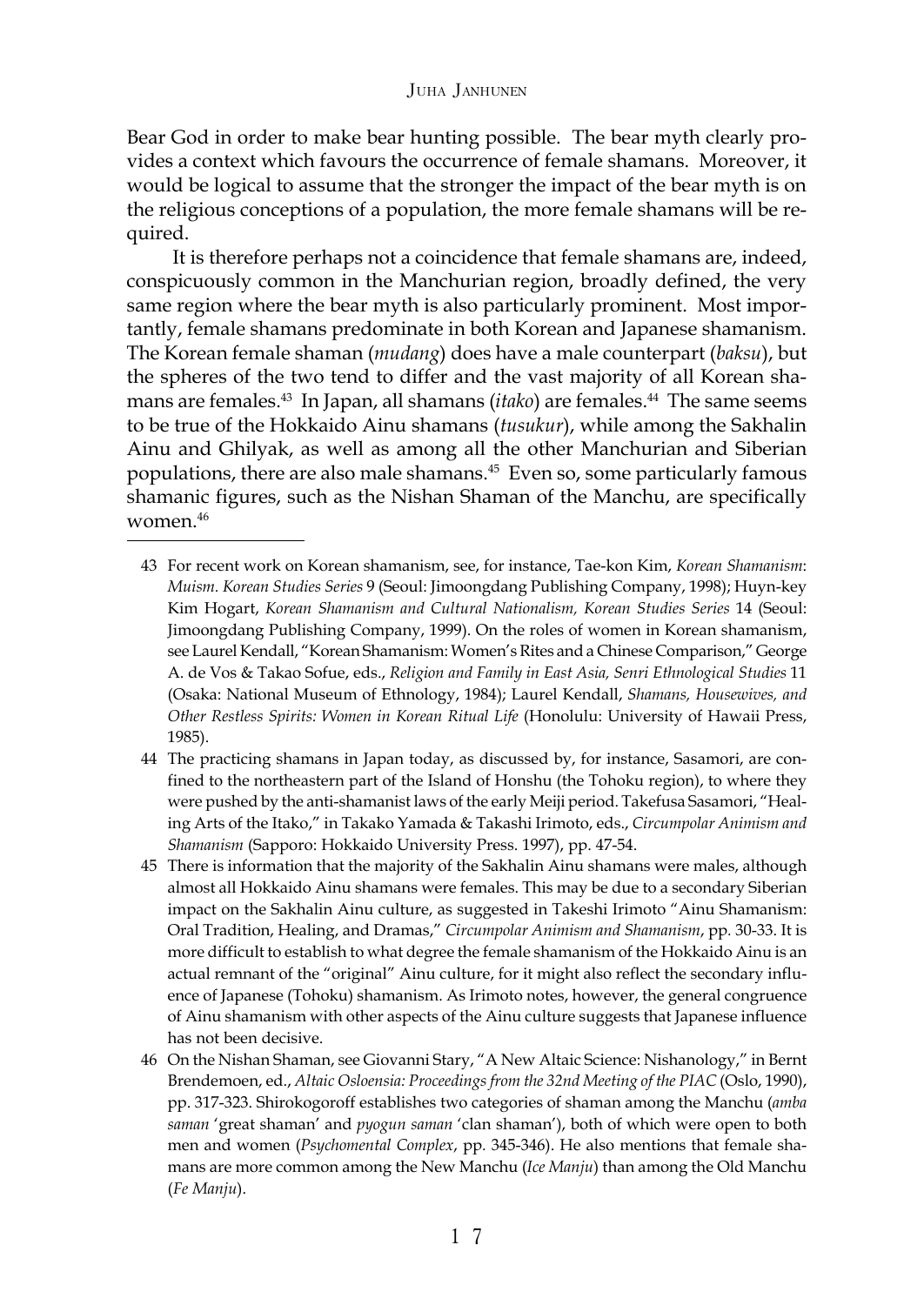Bear God in order to make bear hunting possible. The bear myth clearly provides a context which favours the occurrence of female shamans. Moreover, it would be logical to assume that the stronger the impact of the bear myth is on the religious conceptions of a population, the more female shamans will be required.

It is therefore perhaps not a coincidence that female shamans are, indeed, conspicuously common in the Manchurian region, broadly defined, the very same region where the bear myth is also particularly prominent. Most importantly, female shamans predominate in both Korean and Japanese shamanism. The Korean female shaman (*mudang*) does have a male counterpart (*baksu*), but the spheres of the two tend to differ and the vast majority of all Korean shamans are females.[43] In Japan, all shamans (*itako*) are females.[44] The same seems to be true of the Hokkaido Ainu shamans (*tusukur*), while among the Sakhalin Ainu and Ghilyak, as well as among all the other Manchurian and Siberian populations, there are also male shamans.[45] Even so, some particularly famous shamanic figures, such as the Nishan Shaman of the Manchu, are specifically women.[46]

---

43 For recent work on Korean shamanism, see, for instance, Tae-kon Kim, *Korean Shamanism: Muism. Korean Studies Series* 9 (Seoul: Jimoongdang Publishing Company, 1998); Huyn-key Kim Hogart, *Korean Shamanism and Cultural Nationalism, Korean Studies Series* 14 (Seoul: Jimoongdang Publishing Company, 1999). On the roles of women in Korean shamanism, see Laurel Kendall, "Korean Shamanism: Women's Rites and a Chinese Comparison," George A. de Vos & Takao Sofue, eds., *Religion and Family in East Asia, Senri Ethnological Studies* 11 (Osaka: National Museum of Ethnology, 1984); Laurel Kendall, *Shamans, Housewives, and Other Restless Spirits: Women in Korean Ritual Life* (Honolulu: University of Hawaii Press, 1985).

44 The practicing shamans in Japan today, as discussed by, for instance, Sasamori, are confined to the northeastern part of the Island of Honshu (the Tohoku region), to where they were pushed by the anti-shamanist laws of the early Meiji period. Takefusa Sasamori, "Healing Arts of the Itako," in Takako Yamada & Takashi Irimoto, eds., *Circumpolar Animism and Shamanism* (Sapporo: Hokkaido University Press. 1997), pp. 47-54.

45 There is information that the majority of the Sakhalin Ainu shamans were males, although almost all Hokkaido Ainu shamans were females. This may be due to a secondary Siberian impact on the Sakhalin Ainu culture, as suggested in Takeshi Irimoto "Ainu Shamanism: Oral Tradition, Healing, and Dramas," *Circumpolar Animism and Shamanism*, pp. 30-33. It is more difficult to establish to what degree the female shamanism of the Hokkaido Ainu is an actual remnant of the "original" Ainu culture, for it might also reflect the secondary influence of Japanese (Tohoku) shamanism. As Irimoto notes, however, the general congruence of Ainu shamanism with other aspects of the Ainu culture suggests that Japanese influence has not been decisive.

46 On the Nishan Shaman, see Giovanni Stary, "A New Altaic Science: Nishanology," in Bernt Brendemoen, ed., *Altaic Osloensia: Proceedings from the 32nd Meeting of the PIAC* (Oslo, 1990), pp. 317-323. Shirokogoroff establishes two categories of shaman among the Manchu (*amba saman* 'great shaman' and *pyogun saman* 'clan shaman'), both of which were open to both men and women (*Psychomental Complex*, pp. 345-346). He also mentions that female shamans are more common among the New Manchu (*Ice Manju*) than among the Old Manchu (*Fe Manju*).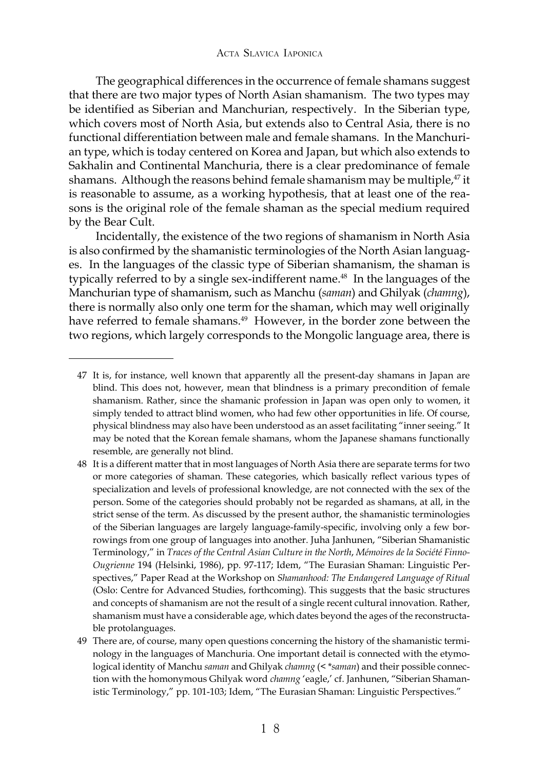The geographical differences in the occurrence of female shamans suggest that there are two major types of North Asian shamanism. The two types may be identified as Siberian and Manchurian, respectively. In the Siberian type, which covers most of North Asia, but extends also to Central Asia, there is no functional differentiation between male and female shamans. In the Manchurian type, which is today centered on Korea and Japan, but which also extends to Sakhalin and Continental Manchuria, there is a clear predominance of female shamans. Although the reasons behind female shamanism may be multiple,[47] it is reasonable to assume, as a working hypothesis, that at least one of the reasons is the original role of the female shaman as the special medium required by the Bear Cult.

Incidentally, the existence of the two regions of shamanism in North Asia is also confirmed by the shamanistic terminologies of the North Asian languages. In the languages of the classic type of Siberian shamanism, the shaman is typically referred to by a single sex-indifferent name.[48] In the languages of the Manchurian type of shamanism, such as Manchu (*saman*) and Ghilyak (*chamng*), there is normally also only one term for the shaman, which may well originally have referred to female shamans.[49] However, in the border zone between the two regions, which largely corresponds to the Mongolic language area, there is

---

47 It is, for instance, well known that apparently all the present-day shamans in Japan are blind. This does not, however, mean that blindness is a primary precondition of female shamanism. Rather, since the shamanic profession in Japan was open only to women, it simply tended to attract blind women, who had few other opportunities in life. Of course, physical blindness may also have been understood as an asset facilitating "inner seeing." It may be noted that the Korean female shamans, whom the Japanese shamans functionally resemble, are generally not blind.

48 It is a different matter that in most languages of North Asia there are separate terms for two or more categories of shaman. These categories, which basically reflect various types of specialization and levels of professional knowledge, are not connected with the sex of the person. Some of the categories should probably not be regarded as shamans, at all, in the strict sense of the term. As discussed by the present author, the shamanistic terminologies of the Siberian languages are largely language-family-specific, involving only a few borrowings from one group of languages into another. Juha Janhunen, "Siberian Shamanistic Terminology," in *Traces of the Central Asian Culture in the North*, *Mémoires de la Société Finno-Ougrienne* 194 (Helsinki, 1986), pp. 97-117; Idem, "The Eurasian Shaman: Linguistic Perspectives," Paper Read at the Workshop on *Shamanhood: The Endangered Language of Ritual* (Oslo: Centre for Advanced Studies, forthcoming). This suggests that the basic structures and concepts of shamanism are not the result of a single recent cultural innovation. Rather, shamanism must have a considerable age, which dates beyond the ages of the reconstructable protolanguages.

49 There are, of course, many open questions concerning the history of the shamanistic terminology in the languages of Manchuria. One important detail is connected with the etymological identity of Manchu *saman* and Ghilyak *chamng* (< *\*saman*) and their possible connection with the homonymous Ghilyak word *chamng* 'eagle,' cf. Janhunen, "Siberian Shamanistic Terminology," pp. 101-103; Idem, "The Eurasian Shaman: Linguistic Perspectives."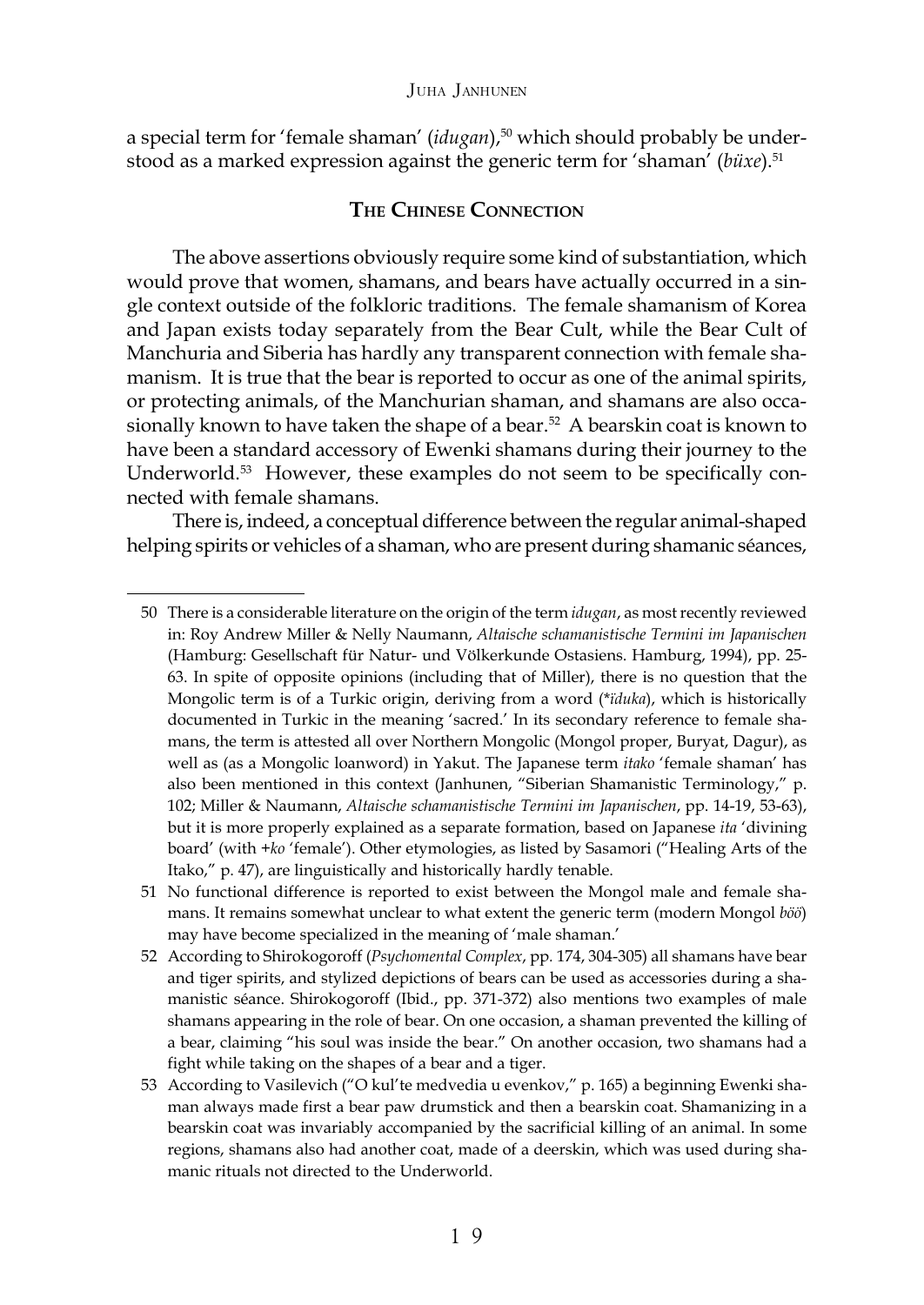a special term for 'female shaman' (*idugan*),[50] which should probably be understood as a marked expression against the generic term for 'shaman' (*büxe*).[51]

## The Chinese Connection

The above assertions obviously require some kind of substantiation, which would prove that women, shamans, and bears have actually occurred in a single context outside of the folkloric traditions. The female shamanism of Korea and Japan exists today separately from the Bear Cult, while the Bear Cult of Manchuria and Siberia has hardly any transparent connection with female shamanism. It is true that the bear is reported to occur as one of the animal spirits, or protecting animals, of the Manchurian shaman, and shamans are also occasionally known to have taken the shape of a bear.[52] A bearskin coat is known to have been a standard accessory of Ewenki shamans during their journey to the Underworld.[53] However, these examples do not seem to be specifically connected with female shamans.

There is, indeed, a conceptual difference between the regular animal-shaped helping spirits or vehicles of a shaman, who are present during shamanic séances,

---

50 There is a considerable literature on the origin of the term *idugan*, as most recently reviewed in: Roy Andrew Miller & Nelly Naumann, *Altaische schamanistische Termini im Japanischen* (Hamburg: Gesellschaft für Natur- und Völkerkunde Ostasiens. Hamburg, 1994), pp. 25-63. In spite of opposite opinions (including that of Miller), there is no question that the Mongolic term is of a Turkic origin, deriving from a word (\**ïduka*), which is historically documented in Turkic in the meaning 'sacred.' In its secondary reference to female shamans, the term is attested all over Northern Mongolic (Mongol proper, Buryat, Dagur), as well as (as a Mongolic loanword) in Yakut. The Japanese term *itako* 'female shaman' has also been mentioned in this context (Janhunen, "Siberian Shamanistic Terminology," p. 102; Miller & Naumann, *Altaische schamanistische Termini im Japanischen*, pp. 14-19, 53-63), but it is more properly explained as a separate formation, based on Japanese *ita* 'divining board' (with +*ko* 'female'). Other etymologies, as listed by Sasamori ("Healing Arts of the Itako," p. 47), are linguistically and historically hardly tenable.

51 No functional difference is reported to exist between the Mongol male and female shamans. It remains somewhat unclear to what extent the generic term (modern Mongol *böö*) may have become specialized in the meaning of 'male shaman.'

52 According to Shirokogoroff (*Psychomental Complex*, pp. 174, 304-305) all shamans have bear and tiger spirits, and stylized depictions of bears can be used as accessories during a shamanistic séance. Shirokogoroff (Ibid., pp. 371-372) also mentions two examples of male shamans appearing in the role of bear. On one occasion, a shaman prevented the killing of a bear, claiming "his soul was inside the bear." On another occasion, two shamans had a fight while taking on the shapes of a bear and a tiger.

53 According to Vasilevich ("O kul'te medvedia u evenkov," p. 165) a beginning Ewenki shaman always made first a bear paw drumstick and then a bearskin coat. Shamanizing in a bearskin coat was invariably accompanied by the sacrificial killing of an animal. In some regions, shamans also had another coat, made of a deerskin, which was used during shamanic rituals not directed to the Underworld.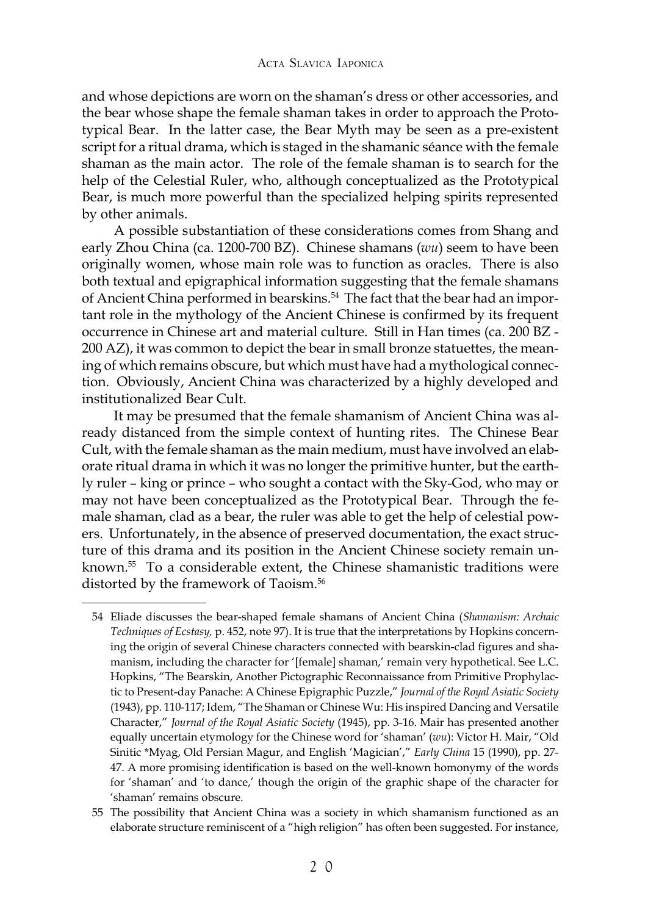and whose depictions are worn on the shaman's dress or other accessories, and the bear whose shape the female shaman takes in order to approach the Prototypical Bear. In the latter case, the Bear Myth may be seen as a pre-existent script for a ritual drama, which is staged in the shamanic séance with the female shaman as the main actor. The role of the female shaman is to search for the help of the Celestial Ruler, who, although conceptualized as the Prototypical Bear, is much more powerful than the specialized helping spirits represented by other animals.

A possible substantiation of these considerations comes from Shang and early Zhou China (ca. 1200-700 BZ). Chinese shamans (*wu*) seem to have been originally women, whose main role was to function as oracles. There is also both textual and epigraphical information suggesting that the female shamans of Ancient China performed in bearskins.[54] The fact that the bear had an important role in the mythology of the Ancient Chinese is confirmed by its frequent occurrence in Chinese art and material culture. Still in Han times (ca. 200 BZ - 200 AZ), it was common to depict the bear in small bronze statuettes, the meaning of which remains obscure, but which must have had a mythological connection. Obviously, Ancient China was characterized by a highly developed and institutionalized Bear Cult.

It may be presumed that the female shamanism of Ancient China was already distanced from the simple context of hunting rites. The Chinese Bear Cult, with the female shaman as the main medium, must have involved an elaborate ritual drama in which it was no longer the primitive hunter, but the earthly ruler – king or prince – who sought a contact with the Sky-God, who may or may not have been conceptualized as the Prototypical Bear. Through the female shaman, clad as a bear, the ruler was able to get the help of celestial powers. Unfortunately, in the absence of preserved documentation, the exact structure of this drama and its position in the Ancient Chinese society remain unknown.[55] To a considerable extent, the Chinese shamanistic traditions were distorted by the framework of Taoism.[56]

---

54 Eliade discusses the bear-shaped female shamans of Ancient China (*Shamanism: Archaic Techniques of Ecstasy,* p. 452, note 97). It is true that the interpretations by Hopkins concerning the origin of several Chinese characters connected with bearskin-clad figures and shamanism, including the character for '[female] shaman,' remain very hypothetical. See L.C. Hopkins, "The Bearskin, Another Pictographic Reconnaissance from Primitive Prophylactic to Present-day Panache: A Chinese Epigraphic Puzzle," *Journal of the Royal Asiatic Society* (1943), pp. 110-117; Idem, "The Shaman or Chinese Wu: His inspired Dancing and Versatile Character," *Journal of the Royal Asiatic Society* (1945), pp. 3-16. Mair has presented another equally uncertain etymology for the Chinese word for 'shaman' (*wu*): Victor H. Mair, "Old Sinitic *Myag, Old Persian Magur, and English 'Magician'," *Early China* 15 (1990), pp. 27-47. A more promising identification is based on the well-known homonymy of the words for 'shaman' and 'to dance,' though the origin of the graphic shape of the character for 'shaman' remains obscure.

55 The possibility that Ancient China was a society in which shamanism functioned as an elaborate structure reminiscent of a "high religion" has often been suggested. For instance,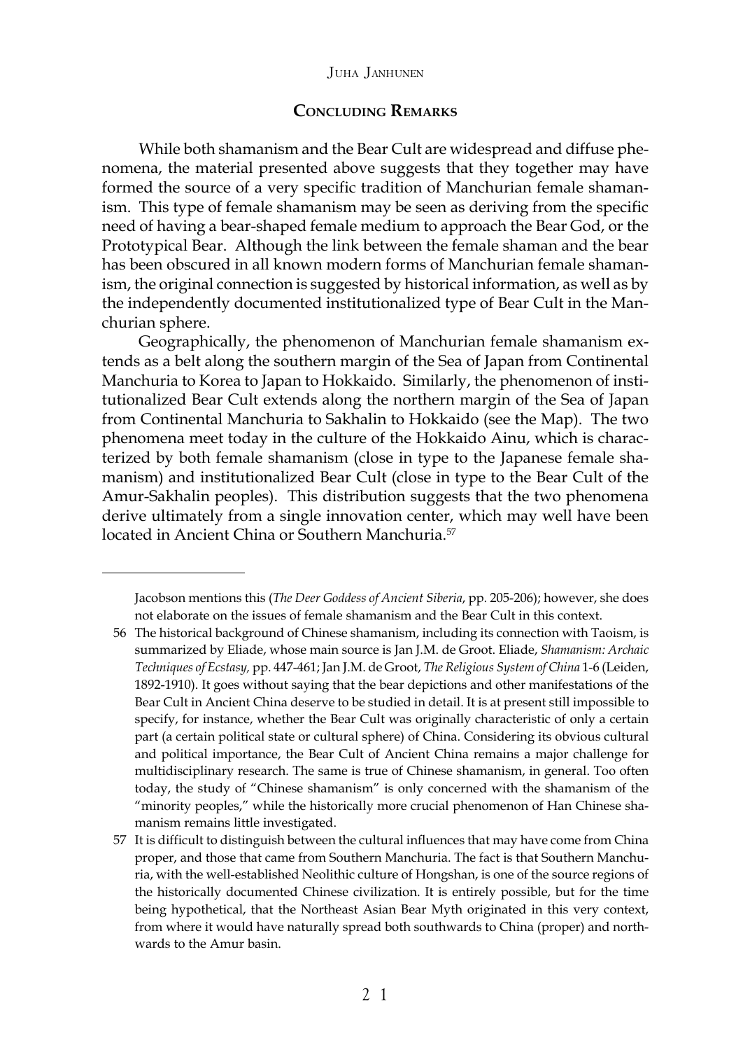## CONCLUDING REMARKS

While both shamanism and the Bear Cult are widespread and diffuse phenomena, the material presented above suggests that they together may have formed the source of a very specific tradition of Manchurian female shamanism. This type of female shamanism may be seen as deriving from the specific need of having a bear-shaped female medium to approach the Bear God, or the Prototypical Bear. Although the link between the female shaman and the bear has been obscured in all known modern forms of Manchurian female shamanism, the original connection is suggested by historical information, as well as by the independently documented institutionalized type of Bear Cult in the Manchurian sphere.

Geographically, the phenomenon of Manchurian female shamanism extends as a belt along the southern margin of the Sea of Japan from Continental Manchuria to Korea to Japan to Hokkaido. Similarly, the phenomenon of institutionalized Bear Cult extends along the northern margin of the Sea of Japan from Continental Manchuria to Sakhalin to Hokkaido (see the Map). The two phenomena meet today in the culture of the Hokkaido Ainu, which is characterized by both female shamanism (close in type to the Japanese female shamanism) and institutionalized Bear Cult (close in type to the Bear Cult of the Amur-Sakhalin peoples). This distribution suggests that the two phenomena derive ultimately from a single innovation center, which may well have been located in Ancient China or Southern Manchuria.[57]

---

Jacobson mentions this (*The Deer Goddess of Ancient Siberia*, pp. 205-206); however, she does not elaborate on the issues of female shamanism and the Bear Cult in this context.

56 The historical background of Chinese shamanism, including its connection with Taoism, is summarized by Eliade, whose main source is Jan J.M. de Groot. Eliade, *Shamanism: Archaic Techniques of Ecstasy,* pp. 447-461; Jan J.M. de Groot, *The Religious System of China* 1-6 (Leiden, 1892-1910). It goes without saying that the bear depictions and other manifestations of the Bear Cult in Ancient China deserve to be studied in detail. It is at present still impossible to specify, for instance, whether the Bear Cult was originally characteristic of only a certain part (a certain political state or cultural sphere) of China. Considering its obvious cultural and political importance, the Bear Cult of Ancient China remains a major challenge for multidisciplinary research. The same is true of Chinese shamanism, in general. Too often today, the study of "Chinese shamanism" is only concerned with the shamanism of the "minority peoples," while the historically more crucial phenomenon of Han Chinese shamanism remains little investigated.

57 It is difficult to distinguish between the cultural influences that may have come from China proper, and those that came from Southern Manchuria. The fact is that Southern Manchuria, with the well-established Neolithic culture of Hongshan, is one of the source regions of the historically documented Chinese civilization. It is entirely possible, but for the time being hypothetical, that the Northeast Asian Bear Myth originated in this very context, from where it would have naturally spread both southwards to China (proper) and northwards to the Amur basin.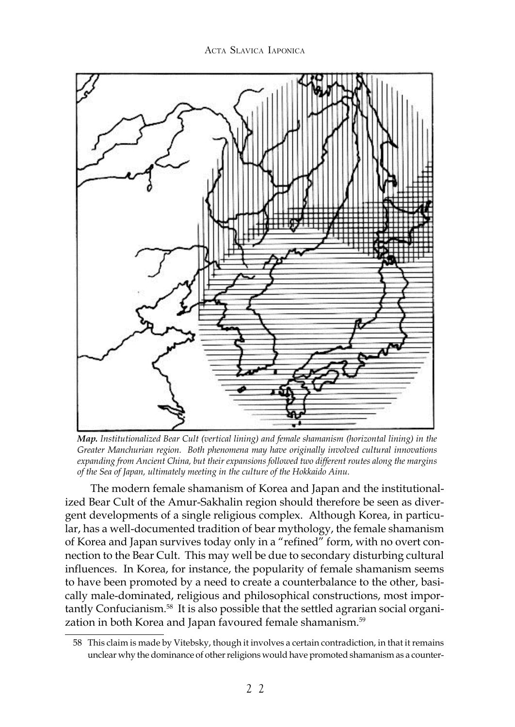*Map. Institutionalized Bear Cult (vertical lining) and female shamanism (horizontal lining) in the Greater Manchurian region. Both phenomena may have originally involved cultural innovations expanding from Ancient China, but their expansions followed two different routes along the margins of the Sea of Japan, ultimately meeting in the culture of the Hokkaido Ainu.*

The modern female shamanism of Korea and Japan and the institutionalized Bear Cult of the Amur-Sakhalin region should therefore be seen as divergent developments of a single religious complex. Although Korea, in particular, has a well-documented tradition of bear mythology, the female shamanism of Korea and Japan survives today only in a "refined" form, with no overt connection to the Bear Cult. This may well be due to secondary disturbing cultural influences. In Korea, for instance, the popularity of female shamanism seems to have been promoted by a need to create a counterbalance to the other, basically male-dominated, religious and philosophical constructions, most importantly Confucianism.[58] It is also possible that the settled agrarian social organization in both Korea and Japan favoured female shamanism.[59]

58 This claim is made by Vitebsky, though it involves a certain contradiction, in that it remains unclear why the dominance of other religions would have promoted shamanism as a counter-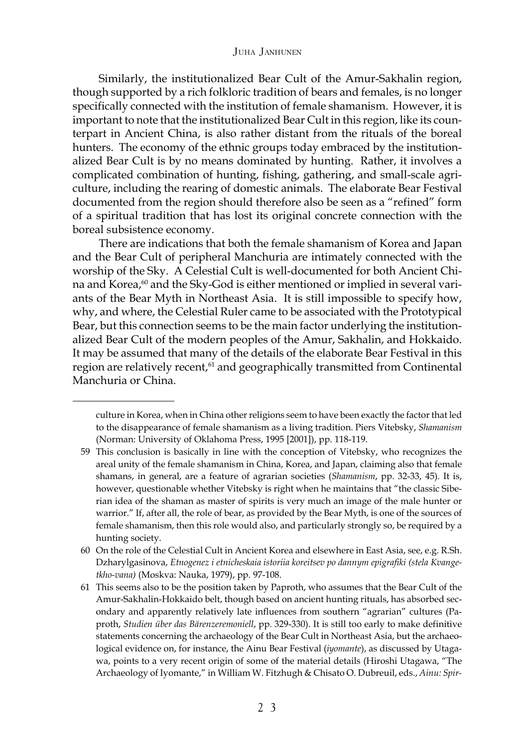Similarly, the institutionalized Bear Cult of the Amur-Sakhalin region, though supported by a rich folkloric tradition of bears and females, is no longer specifically connected with the institution of female shamanism. However, it is important to note that the institutionalized Bear Cult in this region, like its counterpart in Ancient China, is also rather distant from the rituals of the boreal hunters. The economy of the ethnic groups today embraced by the institutionalized Bear Cult is by no means dominated by hunting. Rather, it involves a complicated combination of hunting, fishing, gathering, and small-scale agriculture, including the rearing of domestic animals. The elaborate Bear Festival documented from the region should therefore also be seen as a "refined" form of a spiritual tradition that has lost its original concrete connection with the boreal subsistence economy.

There are indications that both the female shamanism of Korea and Japan and the Bear Cult of peripheral Manchuria are intimately connected with the worship of the Sky. A Celestial Cult is well-documented for both Ancient China and Korea,[60] and the Sky-God is either mentioned or implied in several variants of the Bear Myth in Northeast Asia. It is still impossible to specify how, why, and where, the Celestial Ruler came to be associated with the Prototypical Bear, but this connection seems to be the main factor underlying the institutionalized Bear Cult of the modern peoples of the Amur, Sakhalin, and Hokkaido. It may be assumed that many of the details of the elaborate Bear Festival in this region are relatively recent,[61] and geographically transmitted from Continental Manchuria or China.

---

culture in Korea, when in China other religions seem to have been exactly the factor that led to the disappearance of female shamanism as a living tradition. Piers Vitebsky, *Shamanism* (Norman: University of Oklahoma Press, 1995 [2001]), pp. 118-119.

59 This conclusion is basically in line with the conception of Vitebsky, who recognizes the areal unity of the female shamanism in China, Korea, and Japan, claiming also that female shamans, in general, are a feature of agrarian societies (*Shamanism*, pp. 32-33, 45). It is, however, questionable whether Vitebsky is right when he maintains that "the classic Siberian idea of the shaman as master of spirits is very much an image of the male hunter or warrior." If, after all, the role of bear, as provided by the Bear Myth, is one of the sources of female shamanism, then this role would also, and particularly strongly so, be required by a hunting society.

60 On the role of the Celestial Cult in Ancient Korea and elsewhere in East Asia, see, e.g. R.Sh. Dzharylgasinova, *Etnogenez i etnicheskaia istoriia koreitsev po dannym epigrafiki (stela Kvangetkho-vana)* (Moskva: Nauka, 1979), pp. 97-108.

61 This seems also to be the position taken by Paproth, who assumes that the Bear Cult of the Amur-Sakhalin-Hokkaido belt, though based on ancient hunting rituals, has absorbed secondary and apparently relatively late influences from southern "agrarian" cultures (Paproth, *Studien über das Bärenzeremoniell*, pp. 329-330). It is still too early to make definitive statements concerning the archaeology of the Bear Cult in Northeast Asia, but the archaeological evidence on, for instance, the Ainu Bear Festival (*iyomante*), as discussed by Utagawa, points to a very recent origin of some of the material details (Hiroshi Utagawa, "The Archaeology of Iyomante," in William W. Fitzhugh & Chisato O. Dubreuil, eds., *Ainu: Spir-*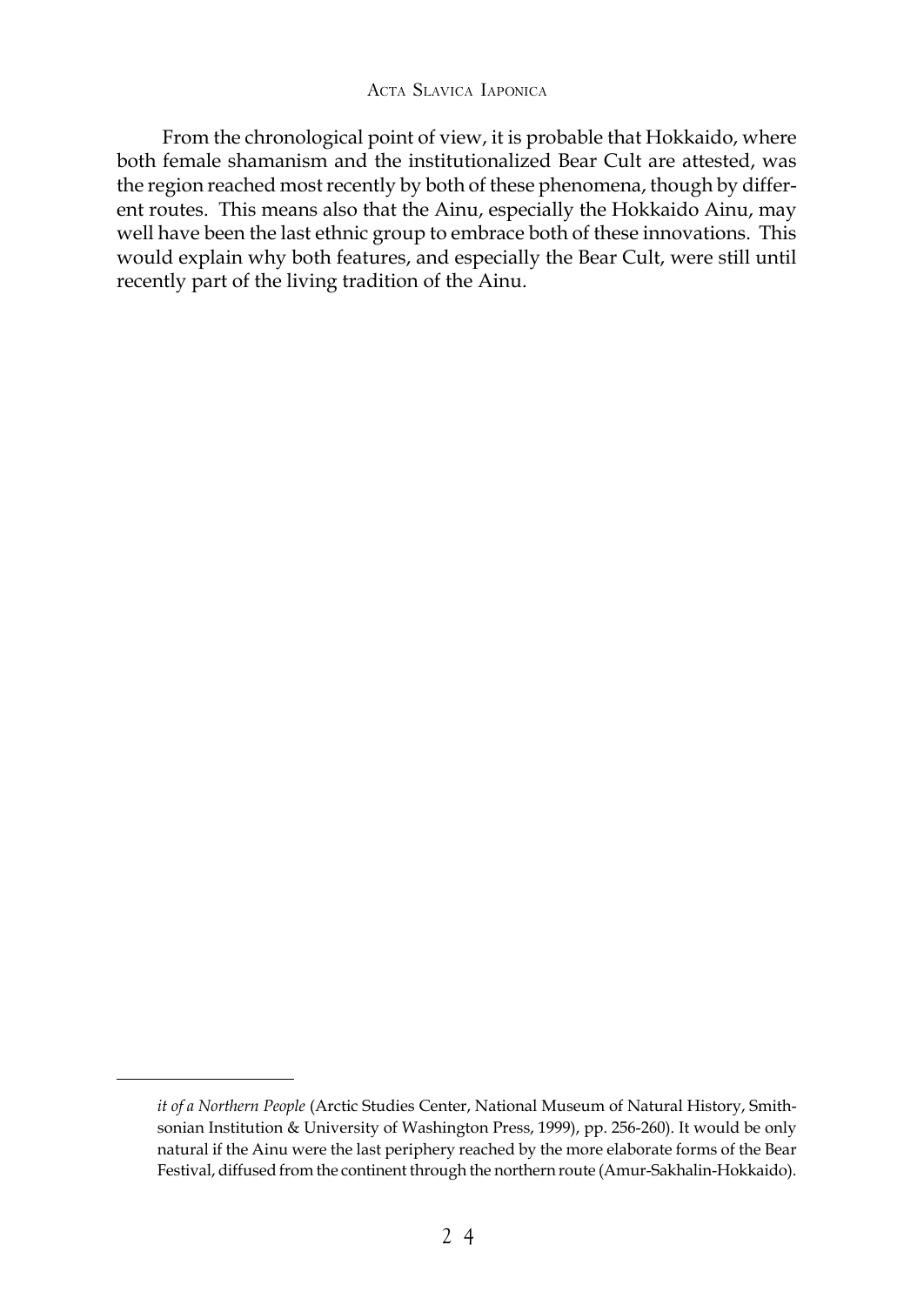From the chronological point of view, it is probable that Hokkaido, where both female shamanism and the institutionalized Bear Cult are attested, was the region reached most recently by both of these phenomena, though by different routes. This means also that the Ainu, especially the Hokkaido Ainu, may well have been the last ethnic group to embrace both of these innovations. This would explain why both features, and especially the Bear Cult, were still until recently part of the living tradition of the Ainu.

---

*it of a Northern People* (Arctic Studies Center, National Museum of Natural History, Smithsonian Institution & University of Washington Press, 1999), pp. 256-260). It would be only natural if the Ainu were the last periphery reached by the more elaborate forms of the Bear Festival, diffused from the continent through the northern route (Amur-Sakhalin-Hokkaido).